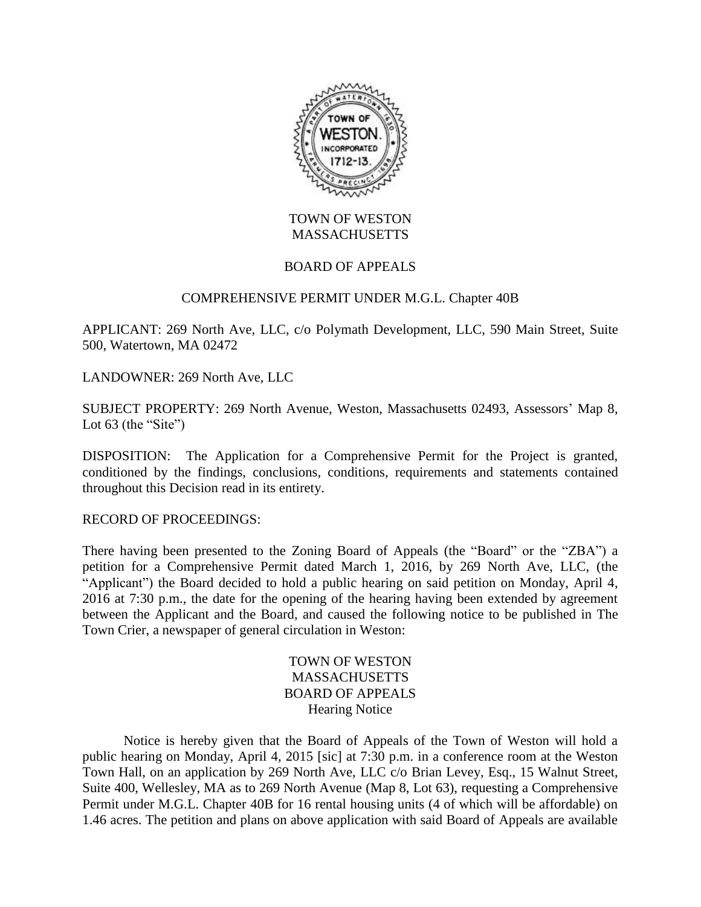TOWN OF WESTON
MASSACHUSETTS

BOARD OF APPEALS

COMPREHENSIVE PERMIT UNDER M.G.L. Chapter 40B

APPLICANT: 269 North Ave, LLC, c/o Polymath Development, LLC, 590 Main Street, Suite 500, Watertown, MA 02472

LANDOWNER: 269 North Ave, LLC

SUBJECT PROPERTY: 269 North Avenue, Weston, Massachusetts 02493, Assessors' Map 8, Lot 63 (the "Site")

DISPOSITION: The Application for a Comprehensive Permit for the Project is granted, conditioned by the findings, conclusions, conditions, requirements and statements contained throughout this Decision read in its entirety.

RECORD OF PROCEEDINGS:

There having been presented to the Zoning Board of Appeals (the "Board" or the "ZBA") a petition for a Comprehensive Permit dated March 1, 2016, by 269 North Ave, LLC, (the "Applicant") the Board decided to hold a public hearing on said petition on Monday, April 4, 2016 at 7:30 p.m., the date for the opening of the hearing having been extended by agreement between the Applicant and the Board, and caused the following notice to be published in The Town Crier, a newspaper of general circulation in Weston:

TOWN OF WESTON
MASSACHUSETTS
BOARD OF APPEALS
Hearing Notice

Notice is hereby given that the Board of Appeals of the Town of Weston will hold a public hearing on Monday, April 4, 2015 [sic] at 7:30 p.m. in a conference room at the Weston Town Hall, on an application by 269 North Ave, LLC c/o Brian Levey, Esq., 15 Walnut Street, Suite 400, Wellesley, MA as to 269 North Avenue (Map 8, Lot 63), requesting a Comprehensive Permit under M.G.L. Chapter 40B for 16 rental housing units (4 of which will be affordable) on 1.46 acres. The petition and plans on above application with said Board of Appeals are available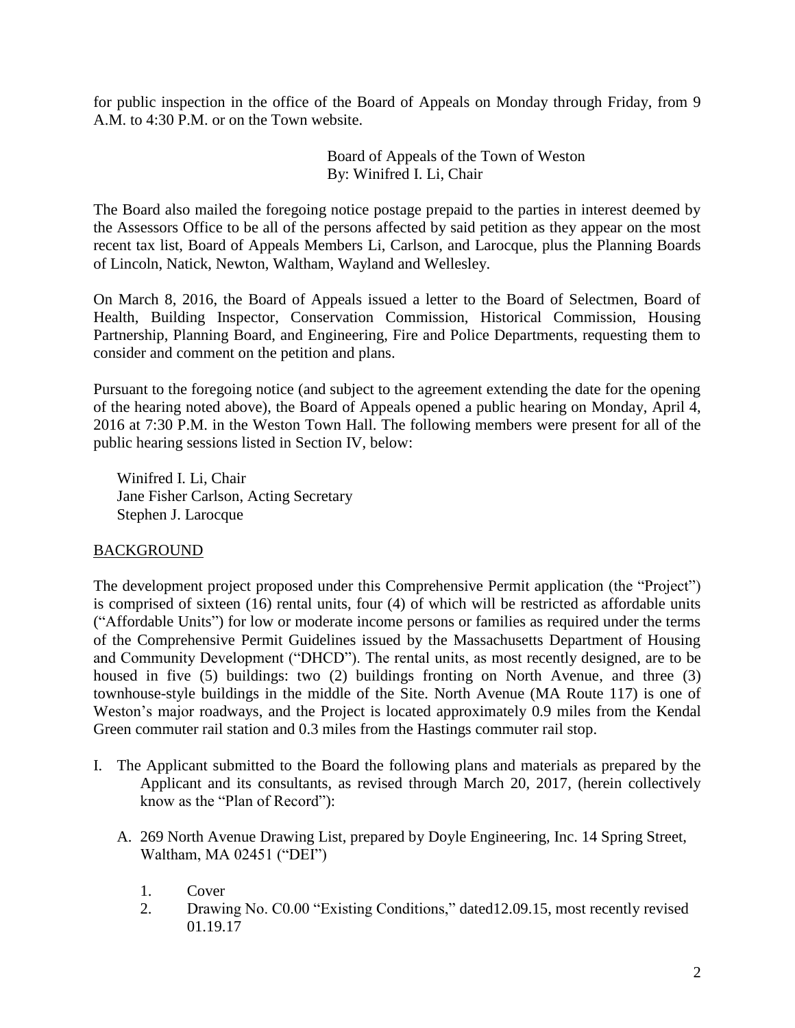for public inspection in the office of the Board of Appeals on Monday through Friday, from 9 A.M. to 4:30 P.M. or on the Town website.

Board of Appeals of the Town of Weston
By: Winifred I. Li, Chair

The Board also mailed the foregoing notice postage prepaid to the parties in interest deemed by the Assessors Office to be all of the persons affected by said petition as they appear on the most recent tax list, Board of Appeals Members Li, Carlson, and Larocque, plus the Planning Boards of Lincoln, Natick, Newton, Waltham, Wayland and Wellesley.

On March 8, 2016, the Board of Appeals issued a letter to the Board of Selectmen, Board of Health, Building Inspector, Conservation Commission, Historical Commission, Housing Partnership, Planning Board, and Engineering, Fire and Police Departments, requesting them to consider and comment on the petition and plans.

Pursuant to the foregoing notice (and subject to the agreement extending the date for the opening of the hearing noted above), the Board of Appeals opened a public hearing on Monday, April 4, 2016 at 7:30 P.M. in the Weston Town Hall. The following members were present for all of the public hearing sessions listed in Section IV, below:

Winifred I. Li, Chair
Jane Fisher Carlson, Acting Secretary
Stephen J. Larocque

## BACKGROUND

The development project proposed under this Comprehensive Permit application (the "Project") is comprised of sixteen (16) rental units, four (4) of which will be restricted as affordable units ("Affordable Units") for low or moderate income persons or families as required under the terms of the Comprehensive Permit Guidelines issued by the Massachusetts Department of Housing and Community Development ("DHCD"). The rental units, as most recently designed, are to be housed in five (5) buildings: two (2) buildings fronting on North Avenue, and three (3) townhouse-style buildings in the middle of the Site. North Avenue (MA Route 117) is one of Weston's major roadways, and the Project is located approximately 0.9 miles from the Kendal Green commuter rail station and 0.3 miles from the Hastings commuter rail stop.

I. The Applicant submitted to the Board the following plans and materials as prepared by the Applicant and its consultants, as revised through March 20, 2017, (herein collectively know as the "Plan of Record"):

   A. 269 North Avenue Drawing List, prepared by Doyle Engineering, Inc. 14 Spring Street, Waltham, MA 02451 ("DEI")

      1. Cover
      2. Drawing No. C0.00 "Existing Conditions," dated12.09.15, most recently revised 01.19.17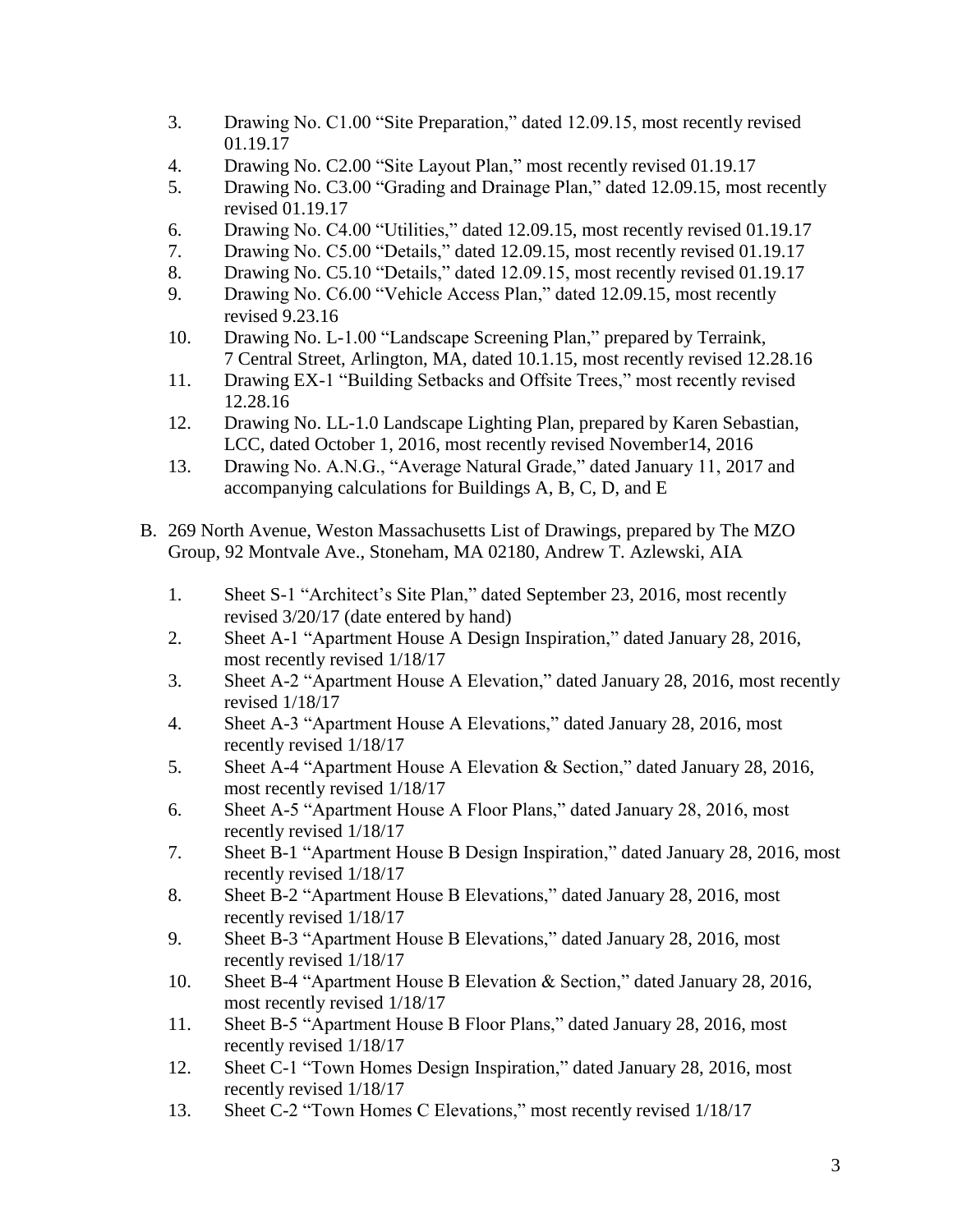3. Drawing No. C1.00 "Site Preparation," dated 12.09.15, most recently revised 01.19.17
4. Drawing No. C2.00 "Site Layout Plan," most recently revised 01.19.17
5. Drawing No. C3.00 "Grading and Drainage Plan," dated 12.09.15, most recently revised 01.19.17
6. Drawing No. C4.00 "Utilities," dated 12.09.15, most recently revised 01.19.17
7. Drawing No. C5.00 "Details," dated 12.09.15, most recently revised 01.19.17
8. Drawing No. C5.10 "Details," dated 12.09.15, most recently revised 01.19.17
9. Drawing No. C6.00 "Vehicle Access Plan," dated 12.09.15, most recently revised 9.23.16
10. Drawing No. L-1.00 "Landscape Screening Plan," prepared by Terraink, 7 Central Street, Arlington, MA, dated 10.1.15, most recently revised 12.28.16
11. Drawing EX-1 "Building Setbacks and Offsite Trees," most recently revised 12.28.16
12. Drawing No. LL-1.0 Landscape Lighting Plan, prepared by Karen Sebastian, LCC, dated October 1, 2016, most recently revised November14, 2016
13. Drawing No. A.N.G., "Average Natural Grade," dated January 11, 2017 and accompanying calculations for Buildings A, B, C, D, and E

B. 269 North Avenue, Weston Massachusetts List of Drawings, prepared by The MZO Group, 92 Montvale Ave., Stoneham, MA 02180, Andrew T. Azlewski, AIA

1. Sheet S-1 "Architect's Site Plan," dated September 23, 2016, most recently revised 3/20/17 (date entered by hand)
2. Sheet A-1 "Apartment House A Design Inspiration," dated January 28, 2016, most recently revised 1/18/17
3. Sheet A-2 "Apartment House A Elevation," dated January 28, 2016, most recently revised 1/18/17
4. Sheet A-3 "Apartment House A Elevations," dated January 28, 2016, most recently revised 1/18/17
5. Sheet A-4 "Apartment House A Elevation & Section," dated January 28, 2016, most recently revised 1/18/17
6. Sheet A-5 "Apartment House A Floor Plans," dated January 28, 2016, most recently revised 1/18/17
7. Sheet B-1 "Apartment House B Design Inspiration," dated January 28, 2016, most recently revised 1/18/17
8. Sheet B-2 "Apartment House B Elevations," dated January 28, 2016, most recently revised 1/18/17
9. Sheet B-3 "Apartment House B Elevations," dated January 28, 2016, most recently revised 1/18/17
10. Sheet B-4 "Apartment House B Elevation & Section," dated January 28, 2016, most recently revised 1/18/17
11. Sheet B-5 "Apartment House B Floor Plans," dated January 28, 2016, most recently revised 1/18/17
12. Sheet C-1 "Town Homes Design Inspiration," dated January 28, 2016, most recently revised 1/18/17
13. Sheet C-2 "Town Homes C Elevations," most recently revised 1/18/17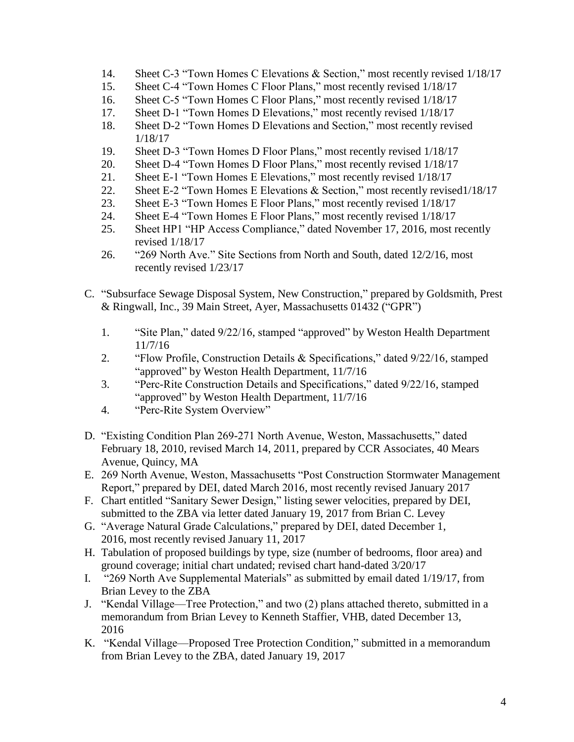14. Sheet C-3 "Town Homes C Elevations & Section," most recently revised 1/18/17
15. Sheet C-4 "Town Homes C Floor Plans," most recently revised 1/18/17
16. Sheet C-5 "Town Homes C Floor Plans," most recently revised 1/18/17
17. Sheet D-1 "Town Homes D Elevations," most recently revised 1/18/17
18. Sheet D-2 "Town Homes D Elevations and Section," most recently revised 1/18/17
19. Sheet D-3 "Town Homes D Floor Plans," most recently revised 1/18/17
20. Sheet D-4 "Town Homes D Floor Plans," most recently revised 1/18/17
21. Sheet E-1 "Town Homes E Elevations," most recently revised 1/18/17
22. Sheet E-2 "Town Homes E Elevations & Section," most recently revised1/18/17
23. Sheet E-3 "Town Homes E Floor Plans," most recently revised 1/18/17
24. Sheet E-4 "Town Homes E Floor Plans," most recently revised 1/18/17
25. Sheet HP1 "HP Access Compliance," dated November 17, 2016, most recently revised 1/18/17
26. "269 North Ave." Site Sections from North and South, dated 12/2/16, most recently revised 1/23/17

C. "Subsurface Sewage Disposal System, New Construction," prepared by Goldsmith, Prest & Ringwall, Inc., 39 Main Street, Ayer, Massachusetts 01432 ("GPR")

   1. "Site Plan," dated 9/22/16, stamped "approved" by Weston Health Department 11/7/16
   2. "Flow Profile, Construction Details & Specifications," dated 9/22/16, stamped "approved" by Weston Health Department, 11/7/16
   3. "Perc-Rite Construction Details and Specifications," dated 9/22/16, stamped "approved" by Weston Health Department, 11/7/16
   4. "Perc-Rite System Overview"

D. "Existing Condition Plan 269-271 North Avenue, Weston, Massachusetts," dated February 18, 2010, revised March 14, 2011, prepared by CCR Associates, 40 Mears Avenue, Quincy, MA
E. 269 North Avenue, Weston, Massachusetts "Post Construction Stormwater Management Report," prepared by DEI, dated March 2016, most recently revised January 2017
F. Chart entitled "Sanitary Sewer Design," listing sewer velocities, prepared by DEI, submitted to the ZBA via letter dated January 19, 2017 from Brian C. Levey
G. "Average Natural Grade Calculations," prepared by DEI, dated December 1, 2016, most recently revised January 11, 2017
H. Tabulation of proposed buildings by type, size (number of bedrooms, floor area) and ground coverage; initial chart undated; revised chart hand-dated 3/20/17
I. "269 North Ave Supplemental Materials" as submitted by email dated 1/19/17, from Brian Levey to the ZBA
J. "Kendal Village—Tree Protection," and two (2) plans attached thereto, submitted in a memorandum from Brian Levey to Kenneth Staffier, VHB, dated December 13, 2016
K. "Kendal Village—Proposed Tree Protection Condition," submitted in a memorandum from Brian Levey to the ZBA, dated January 19, 2017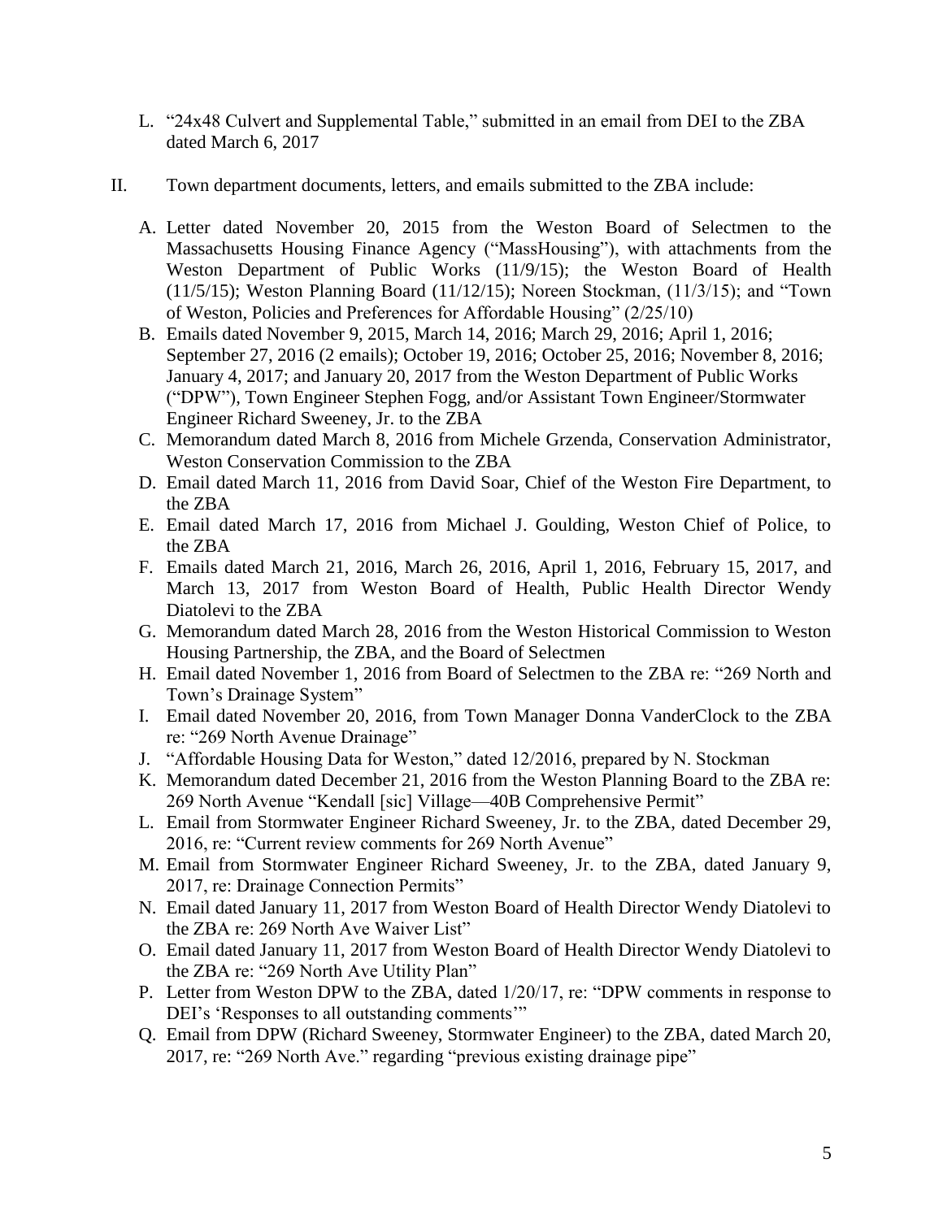L. "24x48 Culvert and Supplemental Table," submitted in an email from DEI to the ZBA dated March 6, 2017

II. Town department documents, letters, and emails submitted to the ZBA include:

A. Letter dated November 20, 2015 from the Weston Board of Selectmen to the Massachusetts Housing Finance Agency ("MassHousing"), with attachments from the Weston Department of Public Works (11/9/15); the Weston Board of Health (11/5/15); Weston Planning Board (11/12/15); Noreen Stockman, (11/3/15); and "Town of Weston, Policies and Preferences for Affordable Housing" (2/25/10)
B. Emails dated November 9, 2015, March 14, 2016; March 29, 2016; April 1, 2016; September 27, 2016 (2 emails); October 19, 2016; October 25, 2016; November 8, 2016; January 4, 2017; and January 20, 2017 from the Weston Department of Public Works ("DPW"), Town Engineer Stephen Fogg, and/or Assistant Town Engineer/Stormwater Engineer Richard Sweeney, Jr. to the ZBA
C. Memorandum dated March 8, 2016 from Michele Grzenda, Conservation Administrator, Weston Conservation Commission to the ZBA
D. Email dated March 11, 2016 from David Soar, Chief of the Weston Fire Department, to the ZBA
E. Email dated March 17, 2016 from Michael J. Goulding, Weston Chief of Police, to the ZBA
F. Emails dated March 21, 2016, March 26, 2016, April 1, 2016, February 15, 2017, and March 13, 2017 from Weston Board of Health, Public Health Director Wendy Diatolevi to the ZBA
G. Memorandum dated March 28, 2016 from the Weston Historical Commission to Weston Housing Partnership, the ZBA, and the Board of Selectmen
H. Email dated November 1, 2016 from Board of Selectmen to the ZBA re: "269 North and Town's Drainage System"
I. Email dated November 20, 2016, from Town Manager Donna VanderClock to the ZBA re: "269 North Avenue Drainage"
J. "Affordable Housing Data for Weston," dated 12/2016, prepared by N. Stockman
K. Memorandum dated December 21, 2016 from the Weston Planning Board to the ZBA re: 269 North Avenue "Kendall [sic] Village—40B Comprehensive Permit"
L. Email from Stormwater Engineer Richard Sweeney, Jr. to the ZBA, dated December 29, 2016, re: "Current review comments for 269 North Avenue"
M. Email from Stormwater Engineer Richard Sweeney, Jr. to the ZBA, dated January 9, 2017, re: Drainage Connection Permits"
N. Email dated January 11, 2017 from Weston Board of Health Director Wendy Diatolevi to the ZBA re: 269 North Ave Waiver List"
O. Email dated January 11, 2017 from Weston Board of Health Director Wendy Diatolevi to the ZBA re: "269 North Ave Utility Plan"
P. Letter from Weston DPW to the ZBA, dated 1/20/17, re: "DPW comments in response to DEI's 'Responses to all outstanding comments'"
Q. Email from DPW (Richard Sweeney, Stormwater Engineer) to the ZBA, dated March 20, 2017, re: "269 North Ave." regarding "previous existing drainage pipe"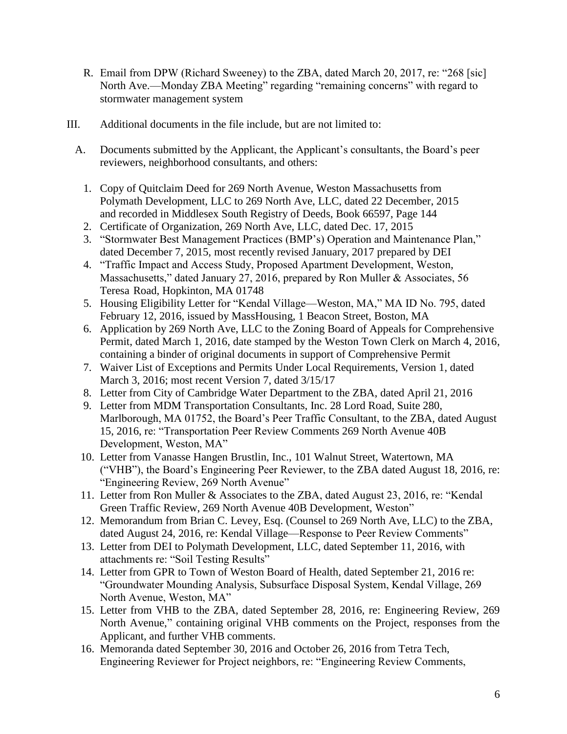R. Email from DPW (Richard Sweeney) to the ZBA, dated March 20, 2017, re: "268 [sic] North Ave.—Monday ZBA Meeting" regarding "remaining concerns" with regard to stormwater management system

III. Additional documents in the file include, but are not limited to:

A. Documents submitted by the Applicant, the Applicant's consultants, the Board's peer reviewers, neighborhood consultants, and others:

1. Copy of Quitclaim Deed for 269 North Avenue, Weston Massachusetts from Polymath Development, LLC to 269 North Ave, LLC, dated 22 December, 2015 and recorded in Middlesex South Registry of Deeds, Book 66597, Page 144
2. Certificate of Organization, 269 North Ave, LLC, dated Dec. 17, 2015
3. "Stormwater Best Management Practices (BMP's) Operation and Maintenance Plan," dated December 7, 2015, most recently revised January, 2017 prepared by DEI
4. "Traffic Impact and Access Study, Proposed Apartment Development, Weston, Massachusetts," dated January 27, 2016, prepared by Ron Muller & Associates, 56 Teresa Road, Hopkinton, MA 01748
5. Housing Eligibility Letter for "Kendal Village—Weston, MA," MA ID No. 795, dated February 12, 2016, issued by MassHousing, 1 Beacon Street, Boston, MA
6. Application by 269 North Ave, LLC to the Zoning Board of Appeals for Comprehensive Permit, dated March 1, 2016, date stamped by the Weston Town Clerk on March 4, 2016, containing a binder of original documents in support of Comprehensive Permit
7. Waiver List of Exceptions and Permits Under Local Requirements, Version 1, dated March 3, 2016; most recent Version 7, dated 3/15/17
8. Letter from City of Cambridge Water Department to the ZBA, dated April 21, 2016
9. Letter from MDM Transportation Consultants, Inc. 28 Lord Road, Suite 280, Marlborough, MA 01752, the Board's Peer Traffic Consultant, to the ZBA, dated August 15, 2016, re: "Transportation Peer Review Comments 269 North Avenue 40B Development, Weston, MA"
10. Letter from Vanasse Hangen Brustlin, Inc., 101 Walnut Street, Watertown, MA ("VHB"), the Board's Engineering Peer Reviewer, to the ZBA dated August 18, 2016, re: "Engineering Review, 269 North Avenue"
11. Letter from Ron Muller & Associates to the ZBA, dated August 23, 2016, re: "Kendal Green Traffic Review, 269 North Avenue 40B Development, Weston"
12. Memorandum from Brian C. Levey, Esq. (Counsel to 269 North Ave, LLC) to the ZBA, dated August 24, 2016, re: Kendal Village—Response to Peer Review Comments"
13. Letter from DEI to Polymath Development, LLC, dated September 11, 2016, with attachments re: "Soil Testing Results"
14. Letter from GPR to Town of Weston Board of Health, dated September 21, 2016 re: "Groundwater Mounding Analysis, Subsurface Disposal System, Kendal Village, 269 North Avenue, Weston, MA"
15. Letter from VHB to the ZBA, dated September 28, 2016, re: Engineering Review, 269 North Avenue," containing original VHB comments on the Project, responses from the Applicant, and further VHB comments.
16. Memoranda dated September 30, 2016 and October 26, 2016 from Tetra Tech, Engineering Reviewer for Project neighbors, re: "Engineering Review Comments,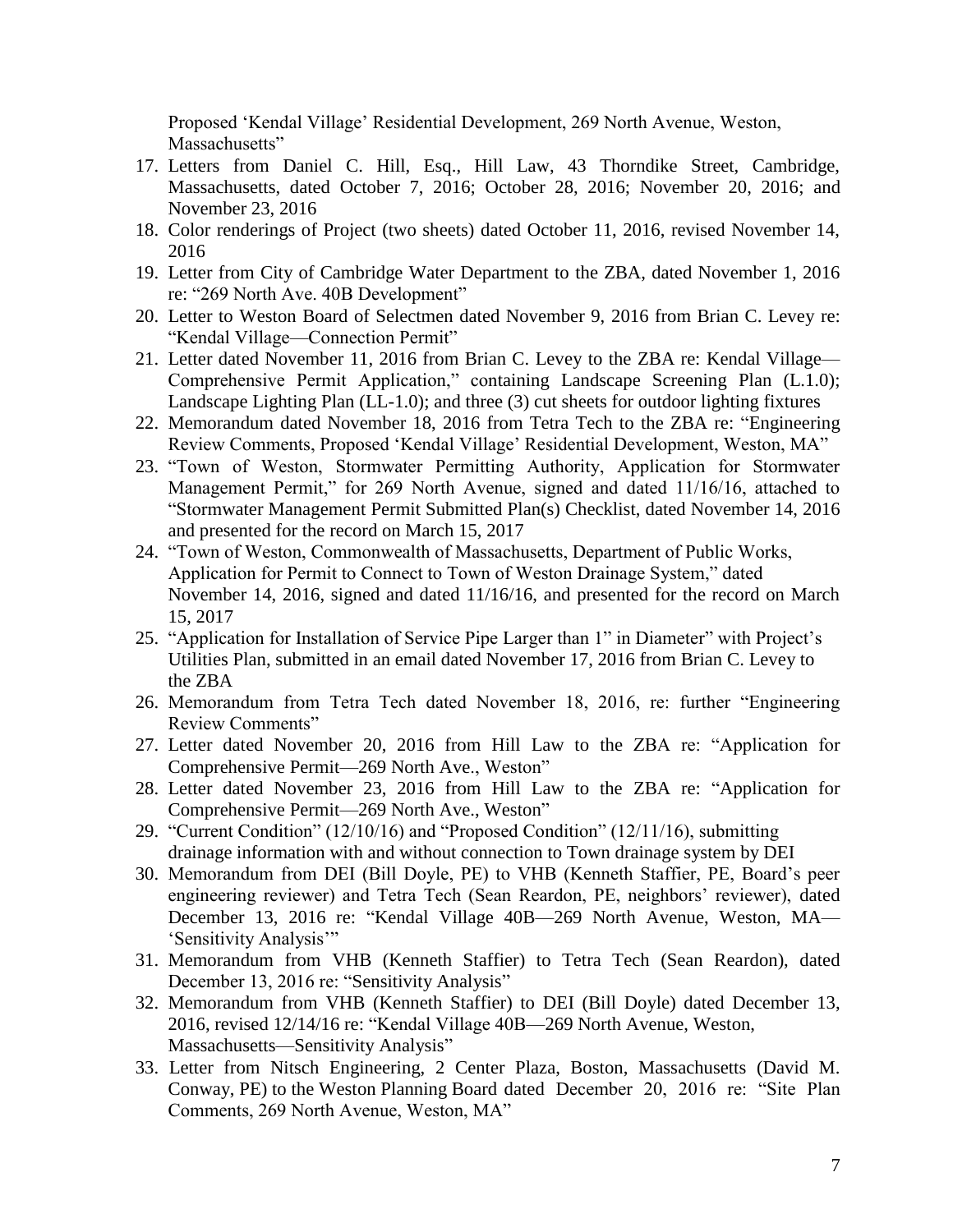Proposed 'Kendal Village' Residential Development, 269 North Avenue, Weston, Massachusetts"

17. Letters from Daniel C. Hill, Esq., Hill Law, 43 Thorndike Street, Cambridge, Massachusetts, dated October 7, 2016; October 28, 2016; November 20, 2016; and November 23, 2016
18. Color renderings of Project (two sheets) dated October 11, 2016, revised November 14, 2016
19. Letter from City of Cambridge Water Department to the ZBA, dated November 1, 2016 re: "269 North Ave. 40B Development"
20. Letter to Weston Board of Selectmen dated November 9, 2016 from Brian C. Levey re: "Kendal Village—Connection Permit"
21. Letter dated November 11, 2016 from Brian C. Levey to the ZBA re: Kendal Village—Comprehensive Permit Application," containing Landscape Screening Plan (L.1.0); Landscape Lighting Plan (LL-1.0); and three (3) cut sheets for outdoor lighting fixtures
22. Memorandum dated November 18, 2016 from Tetra Tech to the ZBA re: "Engineering Review Comments, Proposed 'Kendal Village' Residential Development, Weston, MA"
23. "Town of Weston, Stormwater Permitting Authority, Application for Stormwater Management Permit," for 269 North Avenue, signed and dated 11/16/16, attached to "Stormwater Management Permit Submitted Plan(s) Checklist, dated November 14, 2016 and presented for the record on March 15, 2017
24. "Town of Weston, Commonwealth of Massachusetts, Department of Public Works, Application for Permit to Connect to Town of Weston Drainage System," dated November 14, 2016, signed and dated 11/16/16, and presented for the record on March 15, 2017
25. "Application for Installation of Service Pipe Larger than 1" in Diameter" with Project's Utilities Plan, submitted in an email dated November 17, 2016 from Brian C. Levey to the ZBA
26. Memorandum from Tetra Tech dated November 18, 2016, re: further "Engineering Review Comments"
27. Letter dated November 20, 2016 from Hill Law to the ZBA re: "Application for Comprehensive Permit—269 North Ave., Weston"
28. Letter dated November 23, 2016 from Hill Law to the ZBA re: "Application for Comprehensive Permit—269 North Ave., Weston"
29. "Current Condition" (12/10/16) and "Proposed Condition" (12/11/16), submitting drainage information with and without connection to Town drainage system by DEI
30. Memorandum from DEI (Bill Doyle, PE) to VHB (Kenneth Staffier, PE, Board's peer engineering reviewer) and Tetra Tech (Sean Reardon, PE, neighbors' reviewer), dated December 13, 2016 re: "Kendal Village 40B—269 North Avenue, Weston, MA—'Sensitivity Analysis'"
31. Memorandum from VHB (Kenneth Staffier) to Tetra Tech (Sean Reardon), dated December 13, 2016 re: "Sensitivity Analysis"
32. Memorandum from VHB (Kenneth Staffier) to DEI (Bill Doyle) dated December 13, 2016, revised 12/14/16 re: "Kendal Village 40B—269 North Avenue, Weston, Massachusetts—Sensitivity Analysis"
33. Letter from Nitsch Engineering, 2 Center Plaza, Boston, Massachusetts (David M. Conway, PE) to the Weston Planning Board dated December 20, 2016 re: "Site Plan Comments, 269 North Avenue, Weston, MA"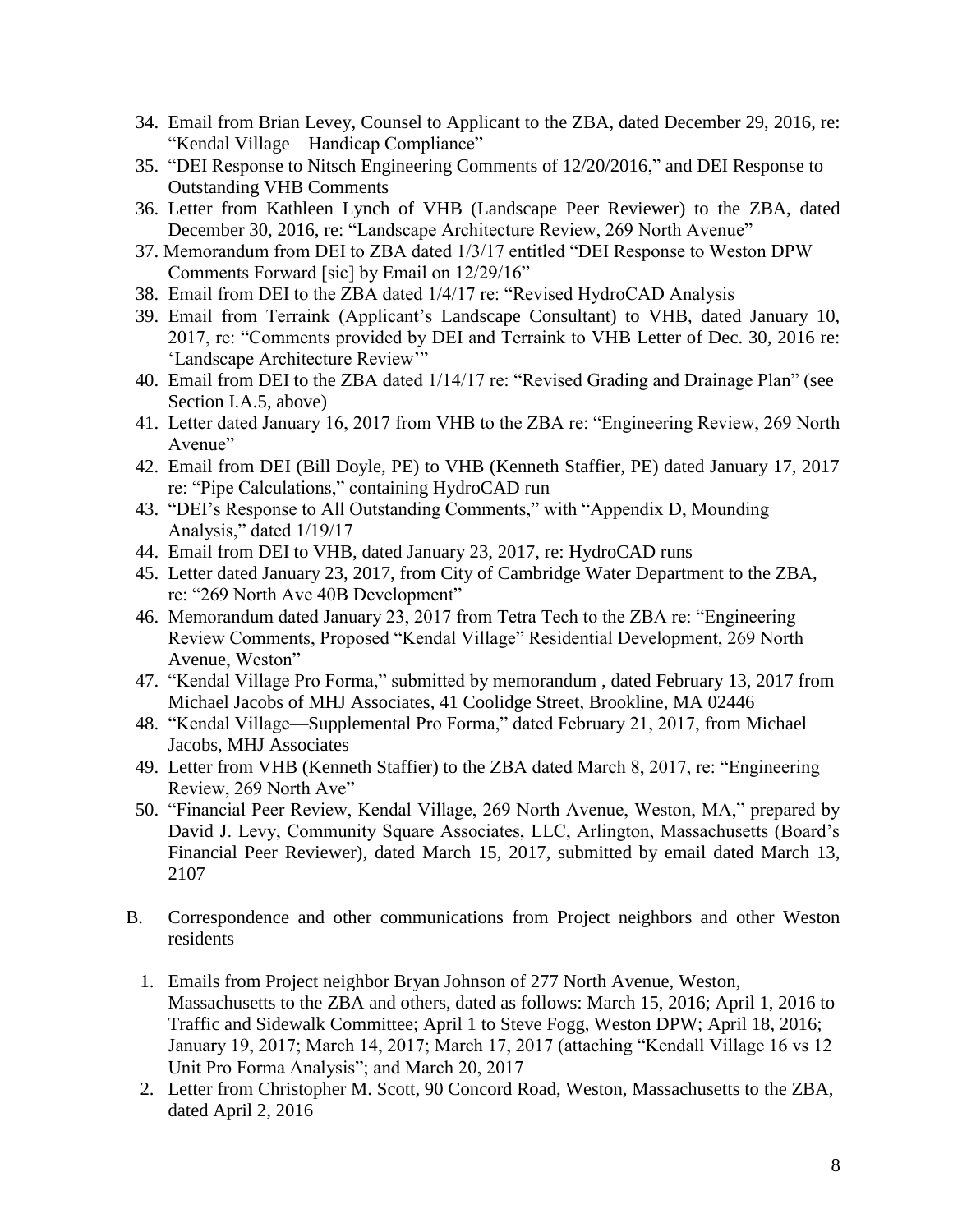34. Email from Brian Levey, Counsel to Applicant to the ZBA, dated December 29, 2016, re: "Kendal Village—Handicap Compliance"
35. "DEI Response to Nitsch Engineering Comments of 12/20/2016," and DEI Response to Outstanding VHB Comments
36. Letter from Kathleen Lynch of VHB (Landscape Peer Reviewer) to the ZBA, dated December 30, 2016, re: "Landscape Architecture Review, 269 North Avenue"
37. Memorandum from DEI to ZBA dated 1/3/17 entitled "DEI Response to Weston DPW Comments Forward [sic] by Email on 12/29/16"
38. Email from DEI to the ZBA dated 1/4/17 re: "Revised HydroCAD Analysis
39. Email from Terraink (Applicant's Landscape Consultant) to VHB, dated January 10, 2017, re: "Comments provided by DEI and Terraink to VHB Letter of Dec. 30, 2016 re: 'Landscape Architecture Review'"
40. Email from DEI to the ZBA dated 1/14/17 re: "Revised Grading and Drainage Plan" (see Section I.A.5, above)
41. Letter dated January 16, 2017 from VHB to the ZBA re: "Engineering Review, 269 North Avenue"
42. Email from DEI (Bill Doyle, PE) to VHB (Kenneth Staffier, PE) dated January 17, 2017 re: "Pipe Calculations," containing HydroCAD run
43. "DEI's Response to All Outstanding Comments," with "Appendix D, Mounding Analysis," dated 1/19/17
44. Email from DEI to VHB, dated January 23, 2017, re: HydroCAD runs
45. Letter dated January 23, 2017, from City of Cambridge Water Department to the ZBA, re: "269 North Ave 40B Development"
46. Memorandum dated January 23, 2017 from Tetra Tech to the ZBA re: "Engineering Review Comments, Proposed "Kendal Village" Residential Development, 269 North Avenue, Weston"
47. "Kendal Village Pro Forma," submitted by memorandum , dated February 13, 2017 from Michael Jacobs of MHJ Associates, 41 Coolidge Street, Brookline, MA 02446
48. "Kendal Village—Supplemental Pro Forma," dated February 21, 2017, from Michael Jacobs, MHJ Associates
49. Letter from VHB (Kenneth Staffier) to the ZBA dated March 8, 2017, re: "Engineering Review, 269 North Ave"
50. "Financial Peer Review, Kendal Village, 269 North Avenue, Weston, MA," prepared by David J. Levy, Community Square Associates, LLC, Arlington, Massachusetts (Board's Financial Peer Reviewer), dated March 15, 2017, submitted by email dated March 13, 2107

B. Correspondence and other communications from Project neighbors and other Weston residents

1. Emails from Project neighbor Bryan Johnson of 277 North Avenue, Weston, Massachusetts to the ZBA and others, dated as follows: March 15, 2016; April 1, 2016 to Traffic and Sidewalk Committee; April 1 to Steve Fogg, Weston DPW; April 18, 2016; January 19, 2017; March 14, 2017; March 17, 2017 (attaching "Kendall Village 16 vs 12 Unit Pro Forma Analysis"; and March 20, 2017
2. Letter from Christopher M. Scott, 90 Concord Road, Weston, Massachusetts to the ZBA, dated April 2, 2016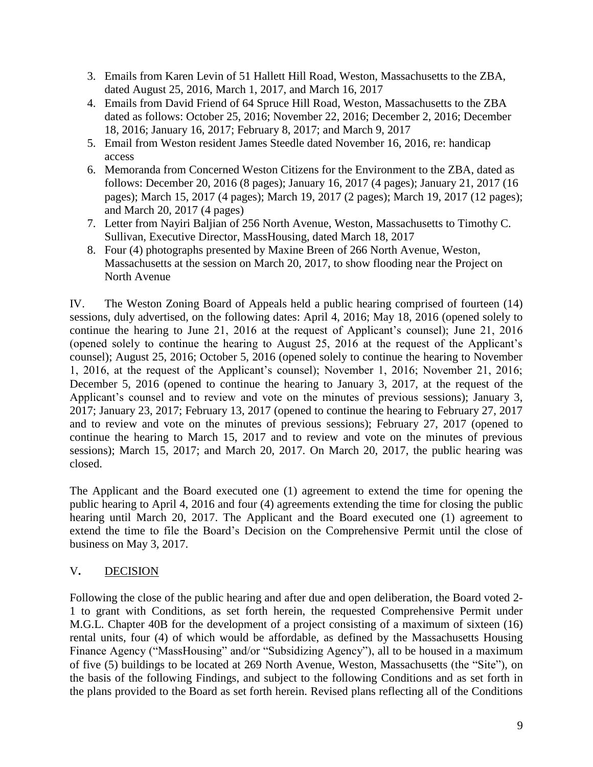3. Emails from Karen Levin of 51 Hallett Hill Road, Weston, Massachusetts to the ZBA, dated August 25, 2016, March 1, 2017, and March 16, 2017
4. Emails from David Friend of 64 Spruce Hill Road, Weston, Massachusetts to the ZBA dated as follows: October 25, 2016; November 22, 2016; December 2, 2016; December 18, 2016; January 16, 2017; February 8, 2017; and March 9, 2017
5. Email from Weston resident James Steedle dated November 16, 2016, re: handicap access
6. Memoranda from Concerned Weston Citizens for the Environment to the ZBA, dated as follows: December 20, 2016 (8 pages); January 16, 2017 (4 pages); January 21, 2017 (16 pages); March 15, 2017 (4 pages); March 19, 2017 (2 pages); March 19, 2017 (12 pages); and March 20, 2017 (4 pages)
7. Letter from Nayiri Baljian of 256 North Avenue, Weston, Massachusetts to Timothy C. Sullivan, Executive Director, MassHousing, dated March 18, 2017
8. Four (4) photographs presented by Maxine Breen of 266 North Avenue, Weston, Massachusetts at the session on March 20, 2017, to show flooding near the Project on North Avenue

IV. The Weston Zoning Board of Appeals held a public hearing comprised of fourteen (14) sessions, duly advertised, on the following dates: April 4, 2016; May 18, 2016 (opened solely to continue the hearing to June 21, 2016 at the request of Applicant's counsel); June 21, 2016 (opened solely to continue the hearing to August 25, 2016 at the request of the Applicant's counsel); August 25, 2016; October 5, 2016 (opened solely to continue the hearing to November 1, 2016, at the request of the Applicant's counsel); November 1, 2016; November 21, 2016; December 5, 2016 (opened to continue the hearing to January 3, 2017, at the request of the Applicant's counsel and to review and vote on the minutes of previous sessions); January 3, 2017; January 23, 2017; February 13, 2017 (opened to continue the hearing to February 27, 2017 and to review and vote on the minutes of previous sessions); February 27, 2017 (opened to continue the hearing to March 15, 2017 and to review and vote on the minutes of previous sessions); March 15, 2017; and March 20, 2017. On March 20, 2017, the public hearing was closed.

The Applicant and the Board executed one (1) agreement to extend the time for opening the public hearing to April 4, 2016 and four (4) agreements extending the time for closing the public hearing until March 20, 2017. The Applicant and the Board executed one (1) agreement to extend the time to file the Board's Decision on the Comprehensive Permit until the close of business on May 3, 2017.

## V. DECISION

Following the close of the public hearing and after due and open deliberation, the Board voted 2-1 to grant with Conditions, as set forth herein, the requested Comprehensive Permit under M.G.L. Chapter 40B for the development of a project consisting of a maximum of sixteen (16) rental units, four (4) of which would be affordable, as defined by the Massachusetts Housing Finance Agency ("MassHousing" and/or "Subsidizing Agency"), all to be housed in a maximum of five (5) buildings to be located at 269 North Avenue, Weston, Massachusetts (the "Site"), on the basis of the following Findings, and subject to the following Conditions and as set forth in the plans provided to the Board as set forth herein. Revised plans reflecting all of the Conditions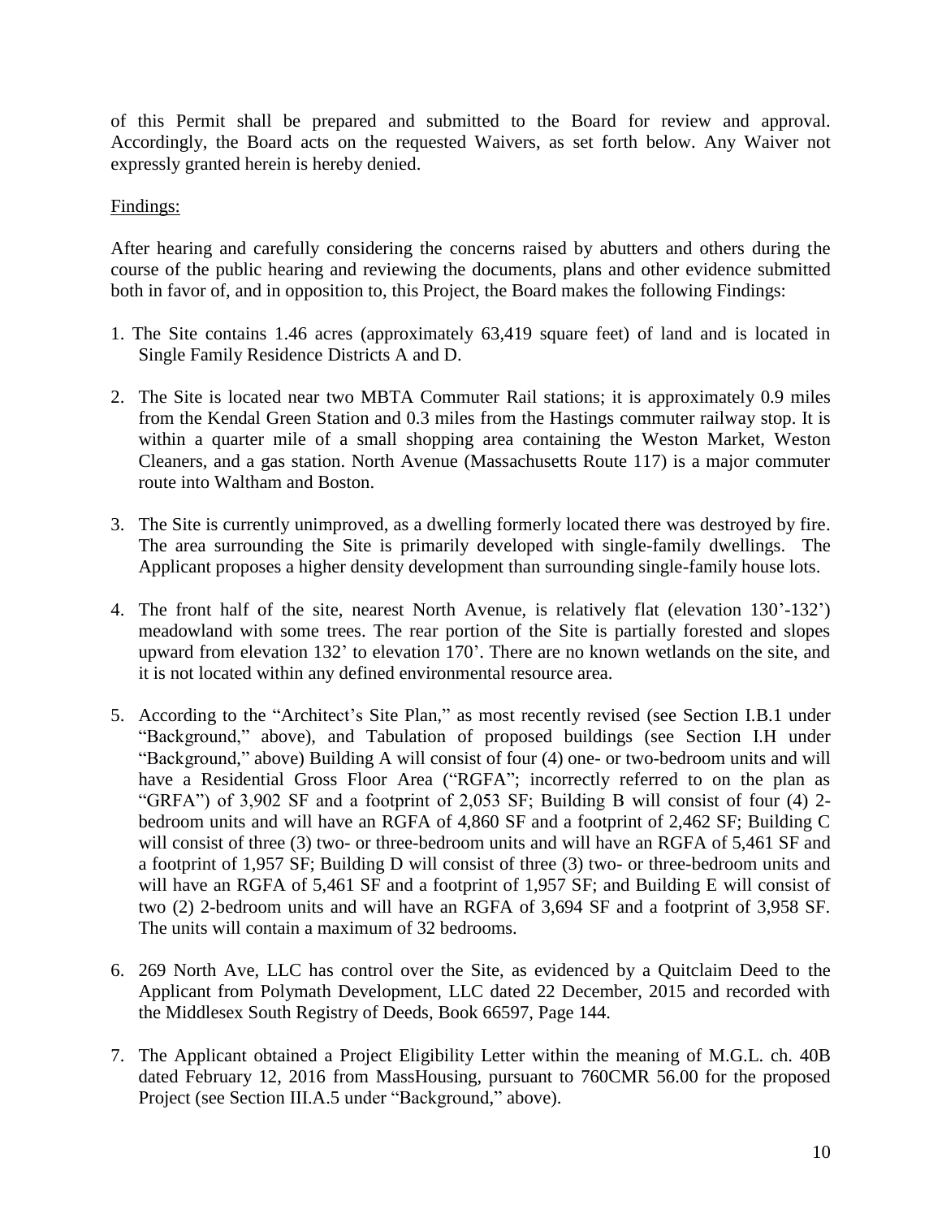of this Permit shall be prepared and submitted to the Board for review and approval. Accordingly, the Board acts on the requested Waivers, as set forth below. Any Waiver not expressly granted herein is hereby denied.

Findings:

After hearing and carefully considering the concerns raised by abutters and others during the course of the public hearing and reviewing the documents, plans and other evidence submitted both in favor of, and in opposition to, this Project, the Board makes the following Findings:

1. The Site contains 1.46 acres (approximately 63,419 square feet) of land and is located in Single Family Residence Districts A and D.

2. The Site is located near two MBTA Commuter Rail stations; it is approximately 0.9 miles from the Kendal Green Station and 0.3 miles from the Hastings commuter railway stop. It is within a quarter mile of a small shopping area containing the Weston Market, Weston Cleaners, and a gas station. North Avenue (Massachusetts Route 117) is a major commuter route into Waltham and Boston.

3. The Site is currently unimproved, as a dwelling formerly located there was destroyed by fire. The area surrounding the Site is primarily developed with single-family dwellings. The Applicant proposes a higher density development than surrounding single-family house lots.

4. The front half of the site, nearest North Avenue, is relatively flat (elevation 130'-132') meadowland with some trees. The rear portion of the Site is partially forested and slopes upward from elevation 132' to elevation 170'. There are no known wetlands on the site, and it is not located within any defined environmental resource area.

5. According to the "Architect's Site Plan," as most recently revised (see Section I.B.1 under "Background," above), and Tabulation of proposed buildings (see Section I.H under "Background," above) Building A will consist of four (4) one- or two-bedroom units and will have a Residential Gross Floor Area ("RGFA"; incorrectly referred to on the plan as "GRFA") of 3,902 SF and a footprint of 2,053 SF; Building B will consist of four (4) 2-bedroom units and will have an RGFA of 4,860 SF and a footprint of 2,462 SF; Building C will consist of three (3) two- or three-bedroom units and will have an RGFA of 5,461 SF and a footprint of 1,957 SF; Building D will consist of three (3) two- or three-bedroom units and will have an RGFA of 5,461 SF and a footprint of 1,957 SF; and Building E will consist of two (2) 2-bedroom units and will have an RGFA of 3,694 SF and a footprint of 3,958 SF. The units will contain a maximum of 32 bedrooms.

6. 269 North Ave, LLC has control over the Site, as evidenced by a Quitclaim Deed to the Applicant from Polymath Development, LLC dated 22 December, 2015 and recorded with the Middlesex South Registry of Deeds, Book 66597, Page 144.

7. The Applicant obtained a Project Eligibility Letter within the meaning of M.G.L. ch. 40B dated February 12, 2016 from MassHousing, pursuant to 760CMR 56.00 for the proposed Project (see Section III.A.5 under "Background," above).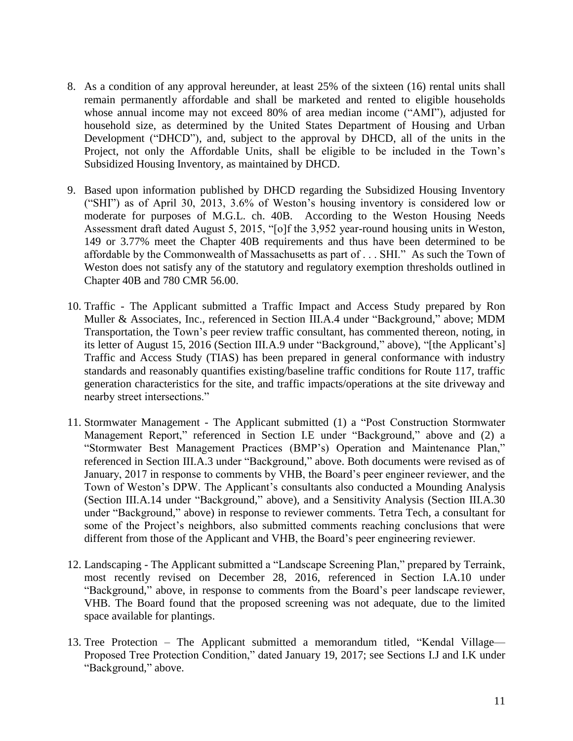8. As a condition of any approval hereunder, at least 25% of the sixteen (16) rental units shall remain permanently affordable and shall be marketed and rented to eligible households whose annual income may not exceed 80% of area median income ("AMI"), adjusted for household size, as determined by the United States Department of Housing and Urban Development ("DHCD"), and, subject to the approval by DHCD, all of the units in the Project, not only the Affordable Units, shall be eligible to be included in the Town's Subsidized Housing Inventory, as maintained by DHCD.

9. Based upon information published by DHCD regarding the Subsidized Housing Inventory ("SHI") as of April 30, 2013, 3.6% of Weston's housing inventory is considered low or moderate for purposes of M.G.L. ch. 40B. According to the Weston Housing Needs Assessment draft dated August 5, 2015, "[o]f the 3,952 year-round housing units in Weston, 149 or 3.77% meet the Chapter 40B requirements and thus have been determined to be affordable by the Commonwealth of Massachusetts as part of . . . SHI." As such the Town of Weston does not satisfy any of the statutory and regulatory exemption thresholds outlined in Chapter 40B and 780 CMR 56.00.

10. Traffic - The Applicant submitted a Traffic Impact and Access Study prepared by Ron Muller & Associates, Inc., referenced in Section III.A.4 under "Background," above; MDM Transportation, the Town's peer review traffic consultant, has commented thereon, noting, in its letter of August 15, 2016 (Section III.A.9 under "Background," above), "[the Applicant's] Traffic and Access Study (TIAS) has been prepared in general conformance with industry standards and reasonably quantifies existing/baseline traffic conditions for Route 117, traffic generation characteristics for the site, and traffic impacts/operations at the site driveway and nearby street intersections."

11. Stormwater Management - The Applicant submitted (1) a "Post Construction Stormwater Management Report," referenced in Section I.E under "Background," above and (2) a "Stormwater Best Management Practices (BMP's) Operation and Maintenance Plan," referenced in Section III.A.3 under "Background," above. Both documents were revised as of January, 2017 in response to comments by VHB, the Board's peer engineer reviewer, and the Town of Weston's DPW. The Applicant's consultants also conducted a Mounding Analysis (Section III.A.14 under "Background," above), and a Sensitivity Analysis (Section III.A.30 under "Background," above) in response to reviewer comments. Tetra Tech, a consultant for some of the Project's neighbors, also submitted comments reaching conclusions that were different from those of the Applicant and VHB, the Board's peer engineering reviewer.

12. Landscaping - The Applicant submitted a "Landscape Screening Plan," prepared by Terraink, most recently revised on December 28, 2016, referenced in Section I.A.10 under "Background," above, in response to comments from the Board's peer landscape reviewer, VHB. The Board found that the proposed screening was not adequate, due to the limited space available for plantings.

13. Tree Protection – The Applicant submitted a memorandum titled, "Kendal Village—Proposed Tree Protection Condition," dated January 19, 2017; see Sections I.J and I.K under "Background," above.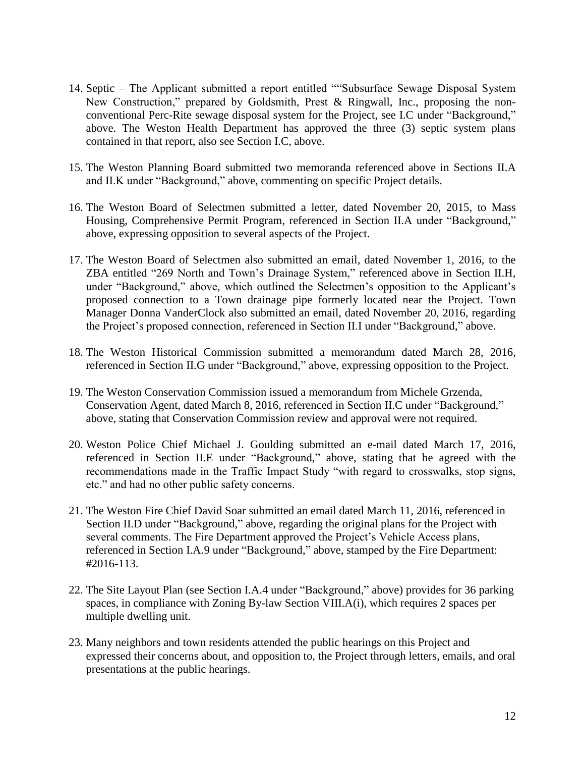14. Septic – The Applicant submitted a report entitled ""Subsurface Sewage Disposal System New Construction," prepared by Goldsmith, Prest & Ringwall, Inc., proposing the non-conventional Perc-Rite sewage disposal system for the Project, see I.C under "Background," above. The Weston Health Department has approved the three (3) septic system plans contained in that report, also see Section I.C, above.

15. The Weston Planning Board submitted two memoranda referenced above in Sections II.A and II.K under "Background," above, commenting on specific Project details.

16. The Weston Board of Selectmen submitted a letter, dated November 20, 2015, to Mass Housing, Comprehensive Permit Program, referenced in Section II.A under "Background," above, expressing opposition to several aspects of the Project.

17. The Weston Board of Selectmen also submitted an email, dated November 1, 2016, to the ZBA entitled "269 North and Town's Drainage System," referenced above in Section II.H, under "Background," above, which outlined the Selectmen's opposition to the Applicant's proposed connection to a Town drainage pipe formerly located near the Project. Town Manager Donna VanderClock also submitted an email, dated November 20, 2016, regarding the Project's proposed connection, referenced in Section II.I under "Background," above.

18. The Weston Historical Commission submitted a memorandum dated March 28, 2016, referenced in Section II.G under "Background," above, expressing opposition to the Project.

19. The Weston Conservation Commission issued a memorandum from Michele Grzenda, Conservation Agent, dated March 8, 2016, referenced in Section II.C under "Background," above, stating that Conservation Commission review and approval were not required.

20. Weston Police Chief Michael J. Goulding submitted an e-mail dated March 17, 2016, referenced in Section II.E under "Background," above, stating that he agreed with the recommendations made in the Traffic Impact Study "with regard to crosswalks, stop signs, etc." and had no other public safety concerns.

21. The Weston Fire Chief David Soar submitted an email dated March 11, 2016, referenced in Section II.D under "Background," above, regarding the original plans for the Project with several comments. The Fire Department approved the Project's Vehicle Access plans, referenced in Section I.A.9 under "Background," above, stamped by the Fire Department: #2016-113.

22. The Site Layout Plan (see Section I.A.4 under "Background," above) provides for 36 parking spaces, in compliance with Zoning By-law Section VIII.A(i), which requires 2 spaces per multiple dwelling unit.

23. Many neighbors and town residents attended the public hearings on this Project and expressed their concerns about, and opposition to, the Project through letters, emails, and oral presentations at the public hearings.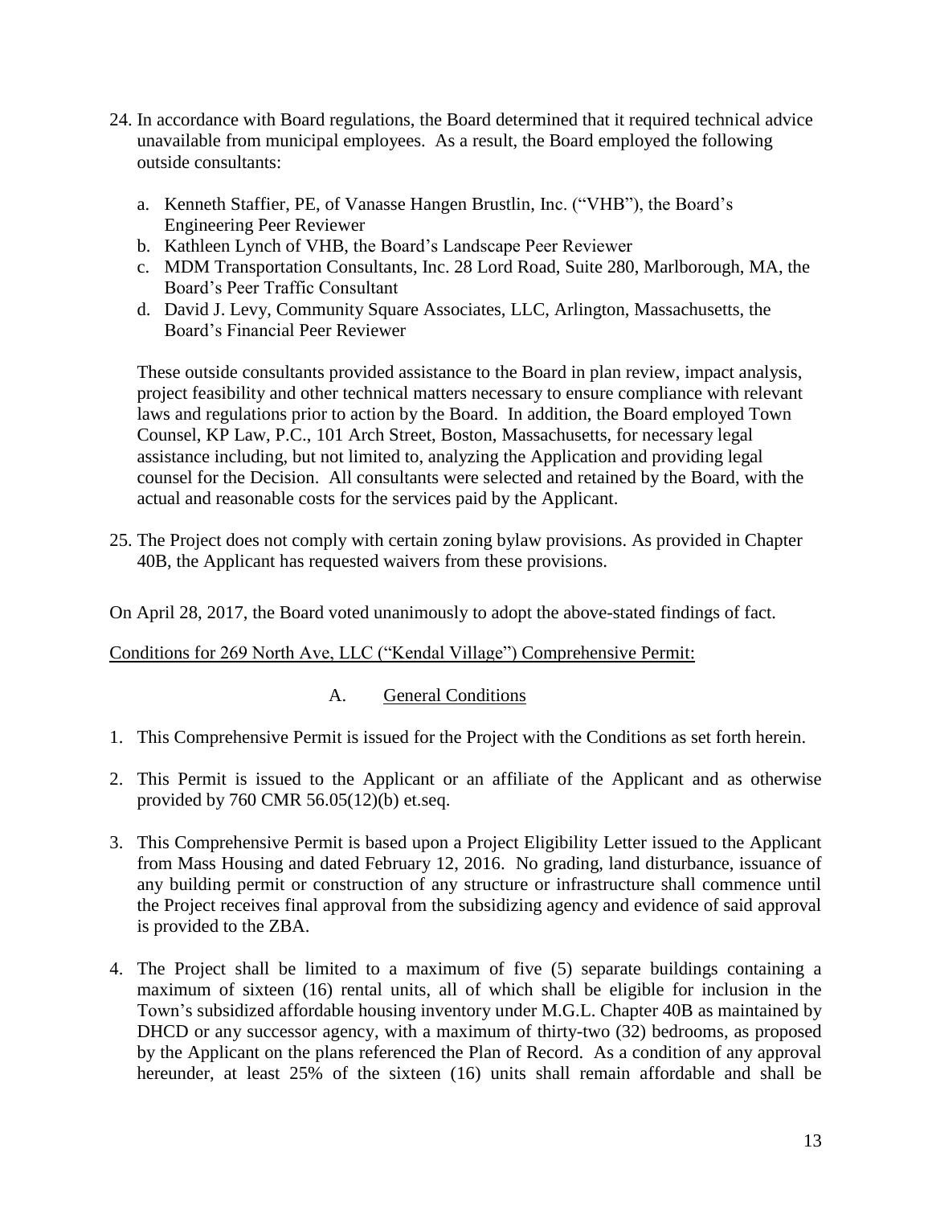24. In accordance with Board regulations, the Board determined that it required technical advice unavailable from municipal employees. As a result, the Board employed the following outside consultants:

    a. Kenneth Staffier, PE, of Vanasse Hangen Brustlin, Inc. ("VHB"), the Board's Engineering Peer Reviewer
    b. Kathleen Lynch of VHB, the Board's Landscape Peer Reviewer
    c. MDM Transportation Consultants, Inc. 28 Lord Road, Suite 280, Marlborough, MA, the Board's Peer Traffic Consultant
    d. David J. Levy, Community Square Associates, LLC, Arlington, Massachusetts, the Board's Financial Peer Reviewer

    These outside consultants provided assistance to the Board in plan review, impact analysis, project feasibility and other technical matters necessary to ensure compliance with relevant laws and regulations prior to action by the Board. In addition, the Board employed Town Counsel, KP Law, P.C., 101 Arch Street, Boston, Massachusetts, for necessary legal assistance including, but not limited to, analyzing the Application and providing legal counsel for the Decision. All consultants were selected and retained by the Board, with the actual and reasonable costs for the services paid by the Applicant.

25. The Project does not comply with certain zoning bylaw provisions. As provided in Chapter 40B, the Applicant has requested waivers from these provisions.

On April 28, 2017, the Board voted unanimously to adopt the above-stated findings of fact.

Conditions for 269 North Ave, LLC ("Kendal Village") Comprehensive Permit:

A. General Conditions

1. This Comprehensive Permit is issued for the Project with the Conditions as set forth herein.

2. This Permit is issued to the Applicant or an affiliate of the Applicant and as otherwise provided by 760 CMR 56.05(12)(b) et.seq.

3. This Comprehensive Permit is based upon a Project Eligibility Letter issued to the Applicant from Mass Housing and dated February 12, 2016. No grading, land disturbance, issuance of any building permit or construction of any structure or infrastructure shall commence until the Project receives final approval from the subsidizing agency and evidence of said approval is provided to the ZBA.

4. The Project shall be limited to a maximum of five (5) separate buildings containing a maximum of sixteen (16) rental units, all of which shall be eligible for inclusion in the Town's subsidized affordable housing inventory under M.G.L. Chapter 40B as maintained by DHCD or any successor agency, with a maximum of thirty-two (32) bedrooms, as proposed by the Applicant on the plans referenced the Plan of Record. As a condition of any approval hereunder, at least 25% of the sixteen (16) units shall remain affordable and shall be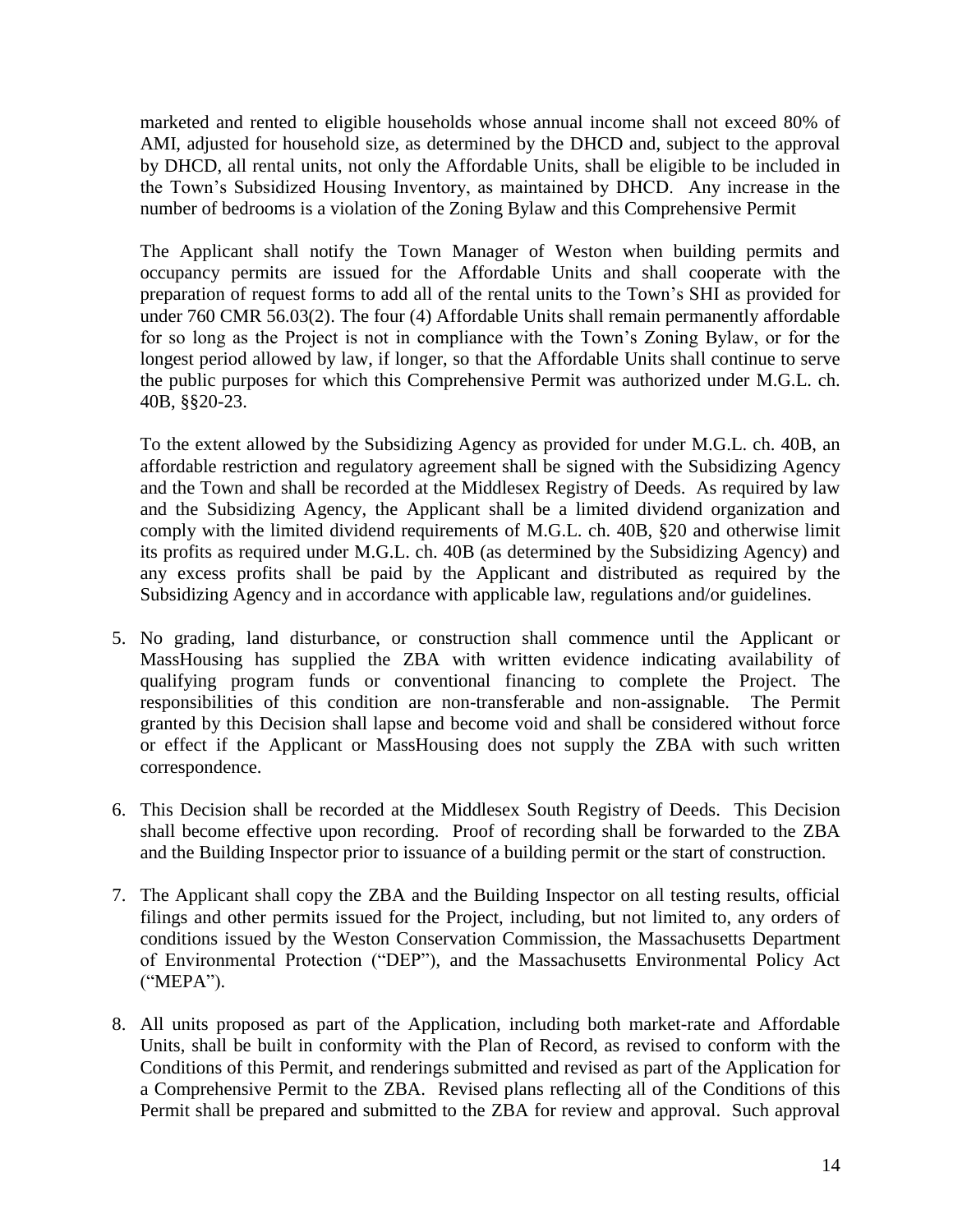marketed and rented to eligible households whose annual income shall not exceed 80% of AMI, adjusted for household size, as determined by the DHCD and, subject to the approval by DHCD, all rental units, not only the Affordable Units, shall be eligible to be included in the Town's Subsidized Housing Inventory, as maintained by DHCD. Any increase in the number of bedrooms is a violation of the Zoning Bylaw and this Comprehensive Permit

The Applicant shall notify the Town Manager of Weston when building permits and occupancy permits are issued for the Affordable Units and shall cooperate with the preparation of request forms to add all of the rental units to the Town's SHI as provided for under 760 CMR 56.03(2). The four (4) Affordable Units shall remain permanently affordable for so long as the Project is not in compliance with the Town's Zoning Bylaw, or for the longest period allowed by law, if longer, so that the Affordable Units shall continue to serve the public purposes for which this Comprehensive Permit was authorized under M.G.L. ch. 40B, §§20-23.

To the extent allowed by the Subsidizing Agency as provided for under M.G.L. ch. 40B, an affordable restriction and regulatory agreement shall be signed with the Subsidizing Agency and the Town and shall be recorded at the Middlesex Registry of Deeds. As required by law and the Subsidizing Agency, the Applicant shall be a limited dividend organization and comply with the limited dividend requirements of M.G.L. ch. 40B, §20 and otherwise limit its profits as required under M.G.L. ch. 40B (as determined by the Subsidizing Agency) and any excess profits shall be paid by the Applicant and distributed as required by the Subsidizing Agency and in accordance with applicable law, regulations and/or guidelines.

5. No grading, land disturbance, or construction shall commence until the Applicant or MassHousing has supplied the ZBA with written evidence indicating availability of qualifying program funds or conventional financing to complete the Project. The responsibilities of this condition are non-transferable and non-assignable. The Permit granted by this Decision shall lapse and become void and shall be considered without force or effect if the Applicant or MassHousing does not supply the ZBA with such written correspondence.

6. This Decision shall be recorded at the Middlesex South Registry of Deeds. This Decision shall become effective upon recording. Proof of recording shall be forwarded to the ZBA and the Building Inspector prior to issuance of a building permit or the start of construction.

7. The Applicant shall copy the ZBA and the Building Inspector on all testing results, official filings and other permits issued for the Project, including, but not limited to, any orders of conditions issued by the Weston Conservation Commission, the Massachusetts Department of Environmental Protection ("DEP"), and the Massachusetts Environmental Policy Act ("MEPA").

8. All units proposed as part of the Application, including both market-rate and Affordable Units, shall be built in conformity with the Plan of Record, as revised to conform with the Conditions of this Permit, and renderings submitted and revised as part of the Application for a Comprehensive Permit to the ZBA. Revised plans reflecting all of the Conditions of this Permit shall be prepared and submitted to the ZBA for review and approval. Such approval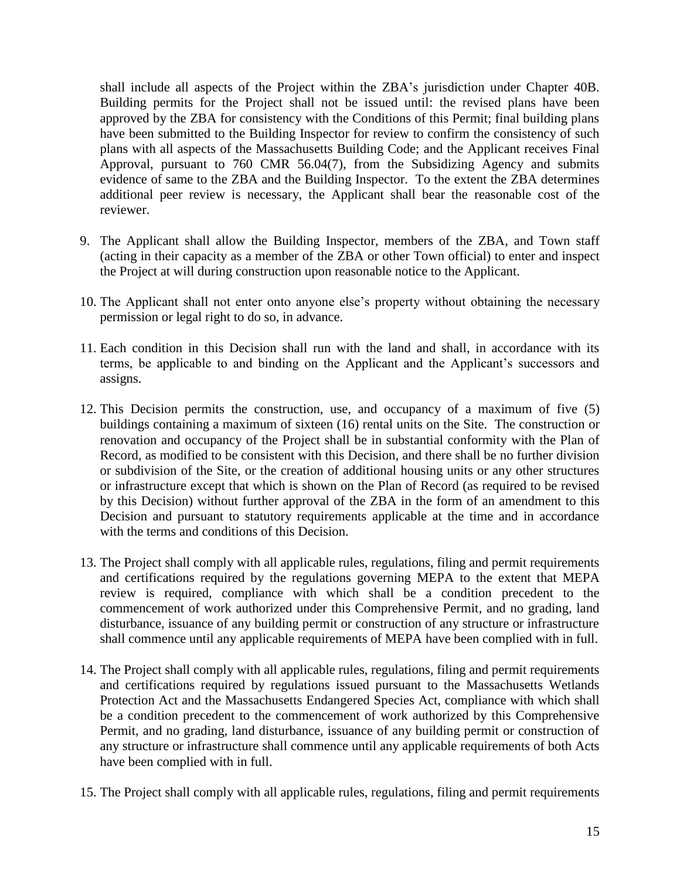shall include all aspects of the Project within the ZBA's jurisdiction under Chapter 40B. Building permits for the Project shall not be issued until: the revised plans have been approved by the ZBA for consistency with the Conditions of this Permit; final building plans have been submitted to the Building Inspector for review to confirm the consistency of such plans with all aspects of the Massachusetts Building Code; and the Applicant receives Final Approval, pursuant to 760 CMR 56.04(7), from the Subsidizing Agency and submits evidence of same to the ZBA and the Building Inspector. To the extent the ZBA determines additional peer review is necessary, the Applicant shall bear the reasonable cost of the reviewer.

9. The Applicant shall allow the Building Inspector, members of the ZBA, and Town staff (acting in their capacity as a member of the ZBA or other Town official) to enter and inspect the Project at will during construction upon reasonable notice to the Applicant.

10. The Applicant shall not enter onto anyone else's property without obtaining the necessary permission or legal right to do so, in advance.

11. Each condition in this Decision shall run with the land and shall, in accordance with its terms, be applicable to and binding on the Applicant and the Applicant's successors and assigns.

12. This Decision permits the construction, use, and occupancy of a maximum of five (5) buildings containing a maximum of sixteen (16) rental units on the Site. The construction or renovation and occupancy of the Project shall be in substantial conformity with the Plan of Record, as modified to be consistent with this Decision, and there shall be no further division or subdivision of the Site, or the creation of additional housing units or any other structures or infrastructure except that which is shown on the Plan of Record (as required to be revised by this Decision) without further approval of the ZBA in the form of an amendment to this Decision and pursuant to statutory requirements applicable at the time and in accordance with the terms and conditions of this Decision.

13. The Project shall comply with all applicable rules, regulations, filing and permit requirements and certifications required by the regulations governing MEPA to the extent that MEPA review is required, compliance with which shall be a condition precedent to the commencement of work authorized under this Comprehensive Permit, and no grading, land disturbance, issuance of any building permit or construction of any structure or infrastructure shall commence until any applicable requirements of MEPA have been complied with in full.

14. The Project shall comply with all applicable rules, regulations, filing and permit requirements and certifications required by regulations issued pursuant to the Massachusetts Wetlands Protection Act and the Massachusetts Endangered Species Act, compliance with which shall be a condition precedent to the commencement of work authorized by this Comprehensive Permit, and no grading, land disturbance, issuance of any building permit or construction of any structure or infrastructure shall commence until any applicable requirements of both Acts have been complied with in full.

15. The Project shall comply with all applicable rules, regulations, filing and permit requirements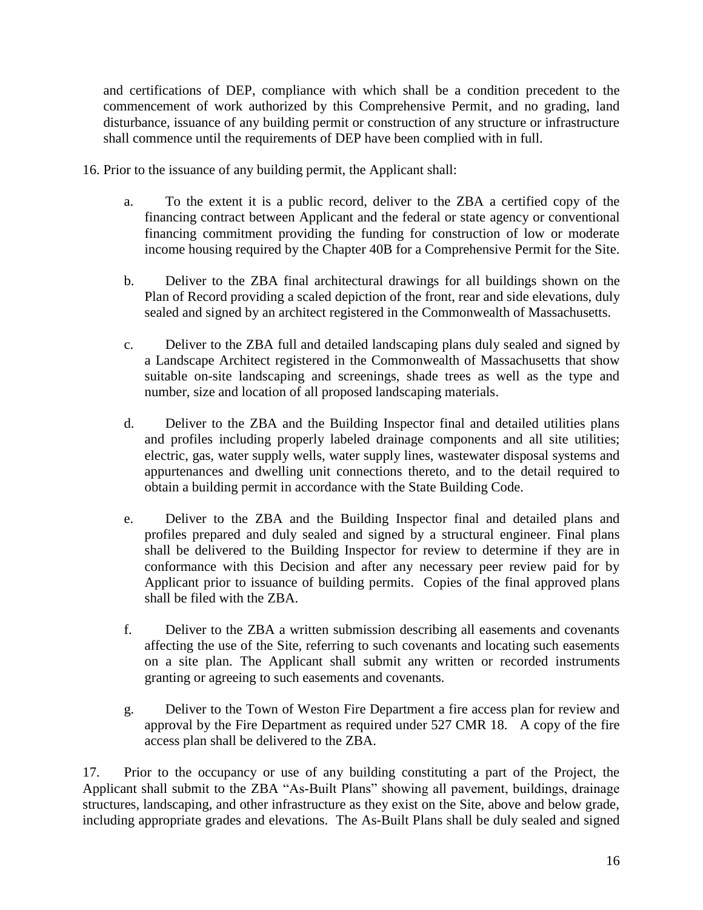and certifications of DEP, compliance with which shall be a condition precedent to the commencement of work authorized by this Comprehensive Permit, and no grading, land disturbance, issuance of any building permit or construction of any structure or infrastructure shall commence until the requirements of DEP have been complied with in full.

16. Prior to the issuance of any building permit, the Applicant shall:

  a. To the extent it is a public record, deliver to the ZBA a certified copy of the financing contract between Applicant and the federal or state agency or conventional financing commitment providing the funding for construction of low or moderate income housing required by the Chapter 40B for a Comprehensive Permit for the Site.

  b. Deliver to the ZBA final architectural drawings for all buildings shown on the Plan of Record providing a scaled depiction of the front, rear and side elevations, duly sealed and signed by an architect registered in the Commonwealth of Massachusetts.

  c. Deliver to the ZBA full and detailed landscaping plans duly sealed and signed by a Landscape Architect registered in the Commonwealth of Massachusetts that show suitable on-site landscaping and screenings, shade trees as well as the type and number, size and location of all proposed landscaping materials.

  d. Deliver to the ZBA and the Building Inspector final and detailed utilities plans and profiles including properly labeled drainage components and all site utilities; electric, gas, water supply wells, water supply lines, wastewater disposal systems and appurtenances and dwelling unit connections thereto, and to the detail required to obtain a building permit in accordance with the State Building Code.

  e. Deliver to the ZBA and the Building Inspector final and detailed plans and profiles prepared and duly sealed and signed by a structural engineer. Final plans shall be delivered to the Building Inspector for review to determine if they are in conformance with this Decision and after any necessary peer review paid for by Applicant prior to issuance of building permits. Copies of the final approved plans shall be filed with the ZBA.

  f. Deliver to the ZBA a written submission describing all easements and covenants affecting the use of the Site, referring to such covenants and locating such easements on a site plan. The Applicant shall submit any written or recorded instruments granting or agreeing to such easements and covenants.

  g. Deliver to the Town of Weston Fire Department a fire access plan for review and approval by the Fire Department as required under 527 CMR 18. A copy of the fire access plan shall be delivered to the ZBA.

17. Prior to the occupancy or use of any building constituting a part of the Project, the Applicant shall submit to the ZBA "As-Built Plans" showing all pavement, buildings, drainage structures, landscaping, and other infrastructure as they exist on the Site, above and below grade, including appropriate grades and elevations. The As-Built Plans shall be duly sealed and signed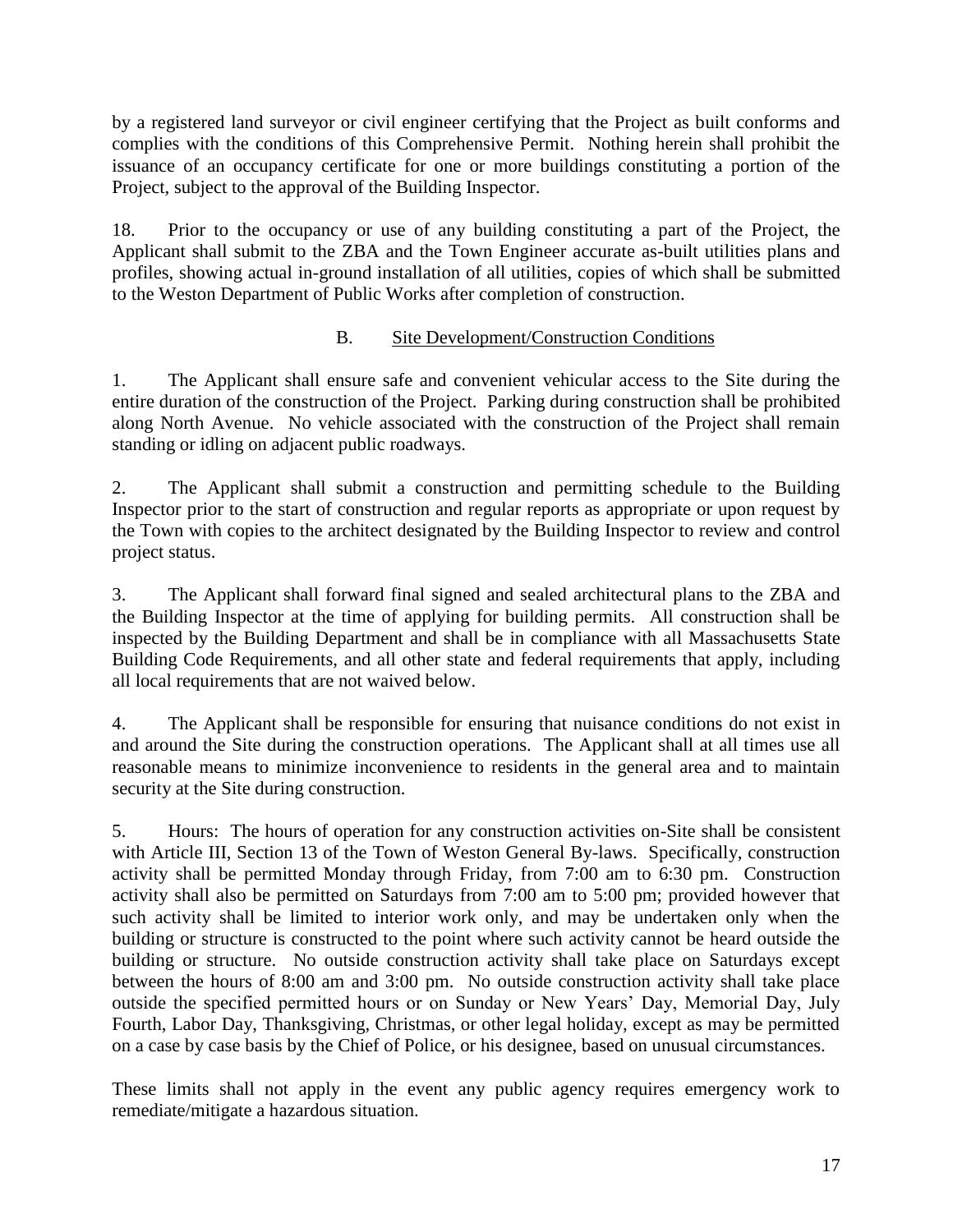by a registered land surveyor or civil engineer certifying that the Project as built conforms and complies with the conditions of this Comprehensive Permit. Nothing herein shall prohibit the issuance of an occupancy certificate for one or more buildings constituting a portion of the Project, subject to the approval of the Building Inspector.

18. Prior to the occupancy or use of any building constituting a part of the Project, the Applicant shall submit to the ZBA and the Town Engineer accurate as-built utilities plans and profiles, showing actual in-ground installation of all utilities, copies of which shall be submitted to the Weston Department of Public Works after completion of construction.

## B. Site Development/Construction Conditions

1. The Applicant shall ensure safe and convenient vehicular access to the Site during the entire duration of the construction of the Project. Parking during construction shall be prohibited along North Avenue. No vehicle associated with the construction of the Project shall remain standing or idling on adjacent public roadways.

2. The Applicant shall submit a construction and permitting schedule to the Building Inspector prior to the start of construction and regular reports as appropriate or upon request by the Town with copies to the architect designated by the Building Inspector to review and control project status.

3. The Applicant shall forward final signed and sealed architectural plans to the ZBA and the Building Inspector at the time of applying for building permits. All construction shall be inspected by the Building Department and shall be in compliance with all Massachusetts State Building Code Requirements, and all other state and federal requirements that apply, including all local requirements that are not waived below.

4. The Applicant shall be responsible for ensuring that nuisance conditions do not exist in and around the Site during the construction operations. The Applicant shall at all times use all reasonable means to minimize inconvenience to residents in the general area and to maintain security at the Site during construction.

5. Hours: The hours of operation for any construction activities on-Site shall be consistent with Article III, Section 13 of the Town of Weston General By-laws. Specifically, construction activity shall be permitted Monday through Friday, from 7:00 am to 6:30 pm. Construction activity shall also be permitted on Saturdays from 7:00 am to 5:00 pm; provided however that such activity shall be limited to interior work only, and may be undertaken only when the building or structure is constructed to the point where such activity cannot be heard outside the building or structure. No outside construction activity shall take place on Saturdays except between the hours of 8:00 am and 3:00 pm. No outside construction activity shall take place outside the specified permitted hours or on Sunday or New Years' Day, Memorial Day, July Fourth, Labor Day, Thanksgiving, Christmas, or other legal holiday, except as may be permitted on a case by case basis by the Chief of Police, or his designee, based on unusual circumstances.

These limits shall not apply in the event any public agency requires emergency work to remediate/mitigate a hazardous situation.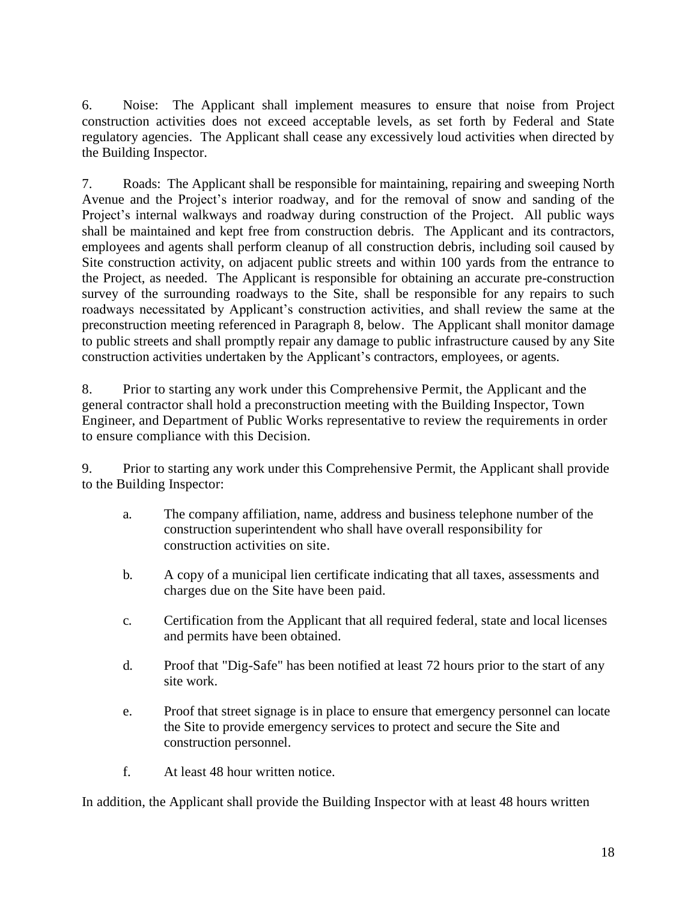6. Noise: The Applicant shall implement measures to ensure that noise from Project construction activities does not exceed acceptable levels, as set forth by Federal and State regulatory agencies. The Applicant shall cease any excessively loud activities when directed by the Building Inspector.

7. Roads: The Applicant shall be responsible for maintaining, repairing and sweeping North Avenue and the Project's interior roadway, and for the removal of snow and sanding of the Project's internal walkways and roadway during construction of the Project. All public ways shall be maintained and kept free from construction debris. The Applicant and its contractors, employees and agents shall perform cleanup of all construction debris, including soil caused by Site construction activity, on adjacent public streets and within 100 yards from the entrance to the Project, as needed. The Applicant is responsible for obtaining an accurate pre-construction survey of the surrounding roadways to the Site, shall be responsible for any repairs to such roadways necessitated by Applicant's construction activities, and shall review the same at the preconstruction meeting referenced in Paragraph 8, below. The Applicant shall monitor damage to public streets and shall promptly repair any damage to public infrastructure caused by any Site construction activities undertaken by the Applicant's contractors, employees, or agents.

8. Prior to starting any work under this Comprehensive Permit, the Applicant and the general contractor shall hold a preconstruction meeting with the Building Inspector, Town Engineer, and Department of Public Works representative to review the requirements in order to ensure compliance with this Decision.

9. Prior to starting any work under this Comprehensive Permit, the Applicant shall provide to the Building Inspector:

   a. The company affiliation, name, address and business telephone number of the construction superintendent who shall have overall responsibility for construction activities on site.

   b. A copy of a municipal lien certificate indicating that all taxes, assessments and charges due on the Site have been paid.

   c. Certification from the Applicant that all required federal, state and local licenses and permits have been obtained.

   d. Proof that "Dig-Safe" has been notified at least 72 hours prior to the start of any site work.

   e. Proof that street signage is in place to ensure that emergency personnel can locate the Site to provide emergency services to protect and secure the Site and construction personnel.

   f. At least 48 hour written notice.

In addition, the Applicant shall provide the Building Inspector with at least 48 hours written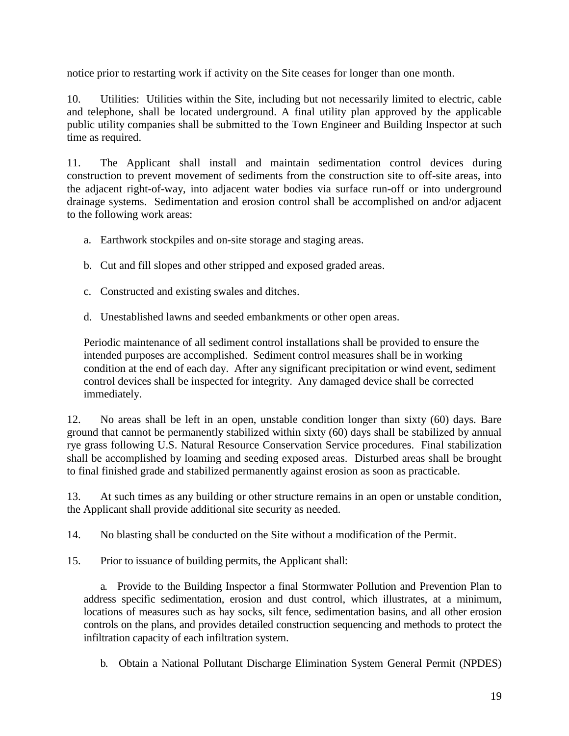notice prior to restarting work if activity on the Site ceases for longer than one month.

10. Utilities: Utilities within the Site, including but not necessarily limited to electric, cable and telephone, shall be located underground. A final utility plan approved by the applicable public utility companies shall be submitted to the Town Engineer and Building Inspector at such time as required.

11. The Applicant shall install and maintain sedimentation control devices during construction to prevent movement of sediments from the construction site to off-site areas, into the adjacent right-of-way, into adjacent water bodies via surface run-off or into underground drainage systems. Sedimentation and erosion control shall be accomplished on and/or adjacent to the following work areas:

   a. Earthwork stockpiles and on-site storage and staging areas.

   b. Cut and fill slopes and other stripped and exposed graded areas.

   c. Constructed and existing swales and ditches.

   d. Unestablished lawns and seeded embankments or other open areas.

   Periodic maintenance of all sediment control installations shall be provided to ensure the intended purposes are accomplished. Sediment control measures shall be in working condition at the end of each day. After any significant precipitation or wind event, sediment control devices shall be inspected for integrity. Any damaged device shall be corrected immediately.

12. No areas shall be left in an open, unstable condition longer than sixty (60) days. Bare ground that cannot be permanently stabilized within sixty (60) days shall be stabilized by annual rye grass following U.S. Natural Resource Conservation Service procedures. Final stabilization shall be accomplished by loaming and seeding exposed areas. Disturbed areas shall be brought to final finished grade and stabilized permanently against erosion as soon as practicable.

13. At such times as any building or other structure remains in an open or unstable condition, the Applicant shall provide additional site security as needed.

14. No blasting shall be conducted on the Site without a modification of the Permit.

15. Prior to issuance of building permits, the Applicant shall:

   a. Provide to the Building Inspector a final Stormwater Pollution and Prevention Plan to address specific sedimentation, erosion and dust control, which illustrates, at a minimum, locations of measures such as hay socks, silt fence, sedimentation basins, and all other erosion controls on the plans, and provides detailed construction sequencing and methods to protect the infiltration capacity of each infiltration system.

   b. Obtain a National Pollutant Discharge Elimination System General Permit (NPDES)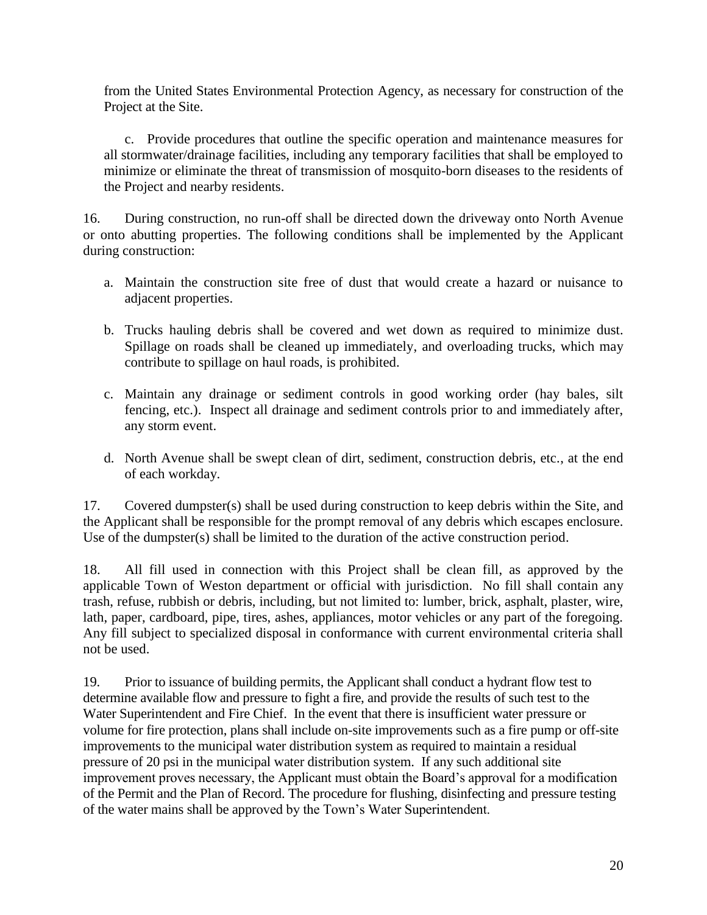from the United States Environmental Protection Agency, as necessary for construction of the Project at the Site.

c. Provide procedures that outline the specific operation and maintenance measures for all stormwater/drainage facilities, including any temporary facilities that shall be employed to minimize or eliminate the threat of transmission of mosquito-born diseases to the residents of the Project and nearby residents.

16. During construction, no run-off shall be directed down the driveway onto North Avenue or onto abutting properties. The following conditions shall be implemented by the Applicant during construction:

a. Maintain the construction site free of dust that would create a hazard or nuisance to adjacent properties.

b. Trucks hauling debris shall be covered and wet down as required to minimize dust. Spillage on roads shall be cleaned up immediately, and overloading trucks, which may contribute to spillage on haul roads, is prohibited.

c. Maintain any drainage or sediment controls in good working order (hay bales, silt fencing, etc.). Inspect all drainage and sediment controls prior to and immediately after, any storm event.

d. North Avenue shall be swept clean of dirt, sediment, construction debris, etc., at the end of each workday.

17. Covered dumpster(s) shall be used during construction to keep debris within the Site, and the Applicant shall be responsible for the prompt removal of any debris which escapes enclosure. Use of the dumpster(s) shall be limited to the duration of the active construction period.

18. All fill used in connection with this Project shall be clean fill, as approved by the applicable Town of Weston department or official with jurisdiction. No fill shall contain any trash, refuse, rubbish or debris, including, but not limited to: lumber, brick, asphalt, plaster, wire, lath, paper, cardboard, pipe, tires, ashes, appliances, motor vehicles or any part of the foregoing. Any fill subject to specialized disposal in conformance with current environmental criteria shall not be used.

19. Prior to issuance of building permits, the Applicant shall conduct a hydrant flow test to determine available flow and pressure to fight a fire, and provide the results of such test to the Water Superintendent and Fire Chief. In the event that there is insufficient water pressure or volume for fire protection, plans shall include on-site improvements such as a fire pump or off-site improvements to the municipal water distribution system as required to maintain a residual pressure of 20 psi in the municipal water distribution system. If any such additional site improvement proves necessary, the Applicant must obtain the Board's approval for a modification of the Permit and the Plan of Record. The procedure for flushing, disinfecting and pressure testing of the water mains shall be approved by the Town's Water Superintendent.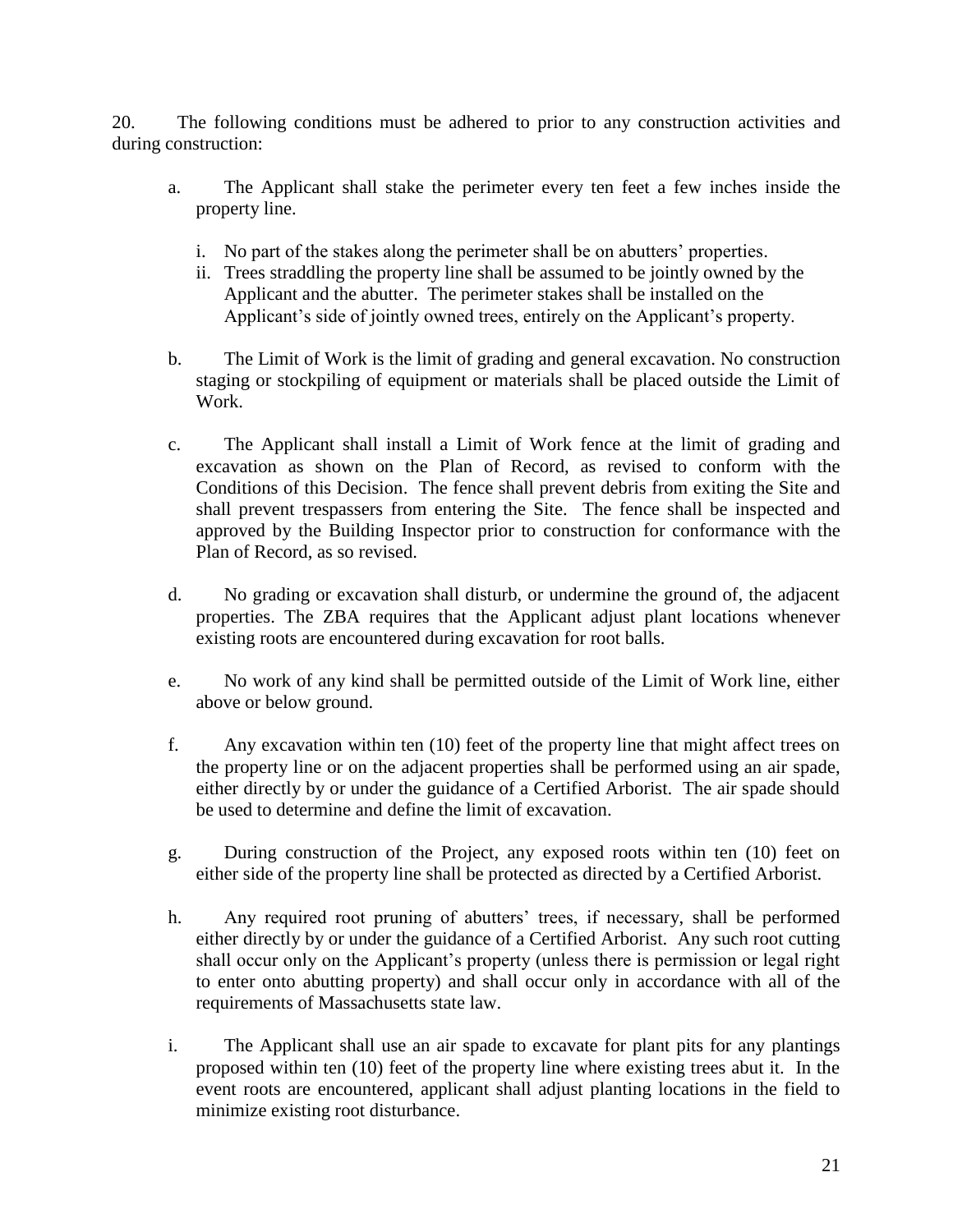20. The following conditions must be adhered to prior to any construction activities and during construction:

a. The Applicant shall stake the perimeter every ten feet a few inches inside the property line.

   i. No part of the stakes along the perimeter shall be on abutters' properties.
   ii. Trees straddling the property line shall be assumed to be jointly owned by the Applicant and the abutter. The perimeter stakes shall be installed on the Applicant's side of jointly owned trees, entirely on the Applicant's property.

b. The Limit of Work is the limit of grading and general excavation. No construction staging or stockpiling of equipment or materials shall be placed outside the Limit of Work.

c. The Applicant shall install a Limit of Work fence at the limit of grading and excavation as shown on the Plan of Record, as revised to conform with the Conditions of this Decision. The fence shall prevent debris from exiting the Site and shall prevent trespassers from entering the Site. The fence shall be inspected and approved by the Building Inspector prior to construction for conformance with the Plan of Record, as so revised.

d. No grading or excavation shall disturb, or undermine the ground of, the adjacent properties. The ZBA requires that the Applicant adjust plant locations whenever existing roots are encountered during excavation for root balls.

e. No work of any kind shall be permitted outside of the Limit of Work line, either above or below ground.

f. Any excavation within ten (10) feet of the property line that might affect trees on the property line or on the adjacent properties shall be performed using an air spade, either directly by or under the guidance of a Certified Arborist. The air spade should be used to determine and define the limit of excavation.

g. During construction of the Project, any exposed roots within ten (10) feet on either side of the property line shall be protected as directed by a Certified Arborist.

h. Any required root pruning of abutters' trees, if necessary, shall be performed either directly by or under the guidance of a Certified Arborist. Any such root cutting shall occur only on the Applicant's property (unless there is permission or legal right to enter onto abutting property) and shall occur only in accordance with all of the requirements of Massachusetts state law.

i. The Applicant shall use an air spade to excavate for plant pits for any plantings proposed within ten (10) feet of the property line where existing trees abut it. In the event roots are encountered, applicant shall adjust planting locations in the field to minimize existing root disturbance.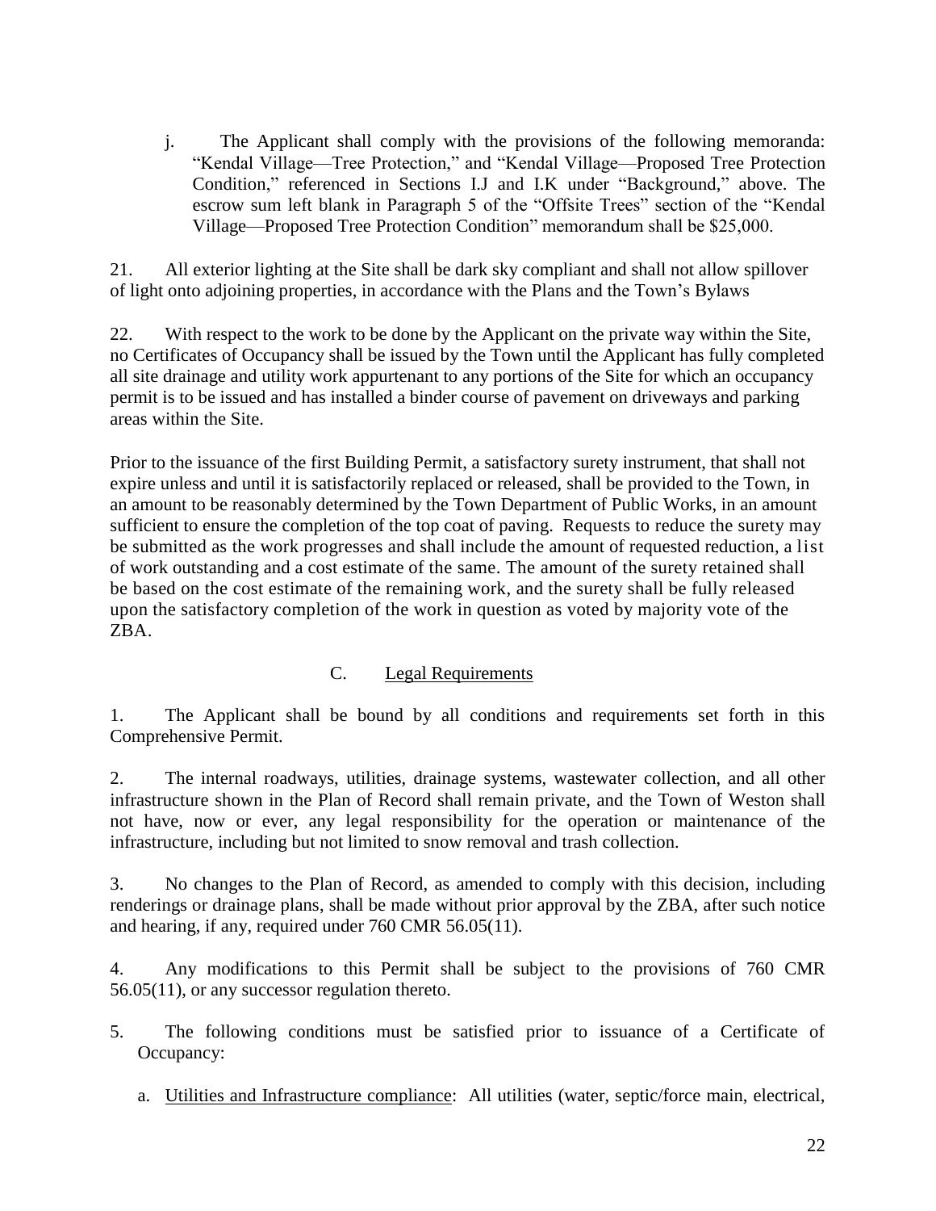j. The Applicant shall comply with the provisions of the following memoranda: "Kendal Village—Tree Protection," and "Kendal Village—Proposed Tree Protection Condition," referenced in Sections I.J and I.K under "Background," above. The escrow sum left blank in Paragraph 5 of the "Offsite Trees" section of the "Kendal Village—Proposed Tree Protection Condition" memorandum shall be $25,000.

21. All exterior lighting at the Site shall be dark sky compliant and shall not allow spillover of light onto adjoining properties, in accordance with the Plans and the Town's Bylaws

22. With respect to the work to be done by the Applicant on the private way within the Site, no Certificates of Occupancy shall be issued by the Town until the Applicant has fully completed all site drainage and utility work appurtenant to any portions of the Site for which an occupancy permit is to be issued and has installed a binder course of pavement on driveways and parking areas within the Site.

Prior to the issuance of the first Building Permit, a satisfactory surety instrument, that shall not expire unless and until it is satisfactorily replaced or released, shall be provided to the Town, in an amount to be reasonably determined by the Town Department of Public Works, in an amount sufficient to ensure the completion of the top coat of paving. Requests to reduce the surety may be submitted as the work progresses and shall include the amount of requested reduction, a list of work outstanding and a cost estimate of the same. The amount of the surety retained shall be based on the cost estimate of the remaining work, and the surety shall be fully released upon the satisfactory completion of the work in question as voted by majority vote of the ZBA.

### C. Legal Requirements

1. The Applicant shall be bound by all conditions and requirements set forth in this Comprehensive Permit.

2. The internal roadways, utilities, drainage systems, wastewater collection, and all other infrastructure shown in the Plan of Record shall remain private, and the Town of Weston shall not have, now or ever, any legal responsibility for the operation or maintenance of the infrastructure, including but not limited to snow removal and trash collection.

3. No changes to the Plan of Record, as amended to comply with this decision, including renderings or drainage plans, shall be made without prior approval by the ZBA, after such notice and hearing, if any, required under 760 CMR 56.05(11).

4. Any modifications to this Permit shall be subject to the provisions of 760 CMR 56.05(11), or any successor regulation thereto.

5. The following conditions must be satisfied prior to issuance of a Certificate of Occupancy:

   a. Utilities and Infrastructure compliance: All utilities (water, septic/force main, electrical,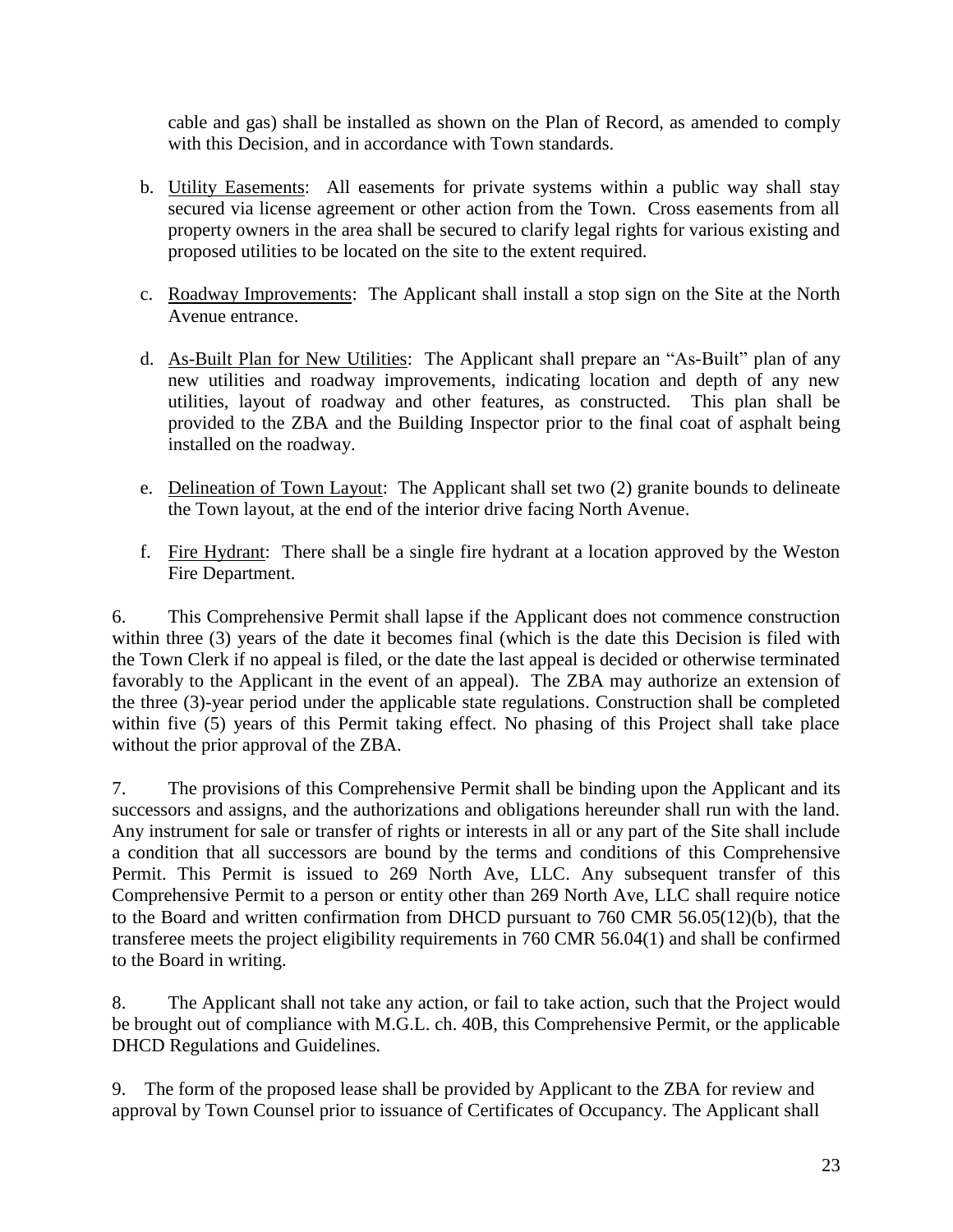cable and gas) shall be installed as shown on the Plan of Record, as amended to comply with this Decision, and in accordance with Town standards.

b. Utility Easements: All easements for private systems within a public way shall stay secured via license agreement or other action from the Town. Cross easements from all property owners in the area shall be secured to clarify legal rights for various existing and proposed utilities to be located on the site to the extent required.

c. Roadway Improvements: The Applicant shall install a stop sign on the Site at the North Avenue entrance.

d. As-Built Plan for New Utilities: The Applicant shall prepare an "As-Built" plan of any new utilities and roadway improvements, indicating location and depth of any new utilities, layout of roadway and other features, as constructed. This plan shall be provided to the ZBA and the Building Inspector prior to the final coat of asphalt being installed on the roadway.

e. Delineation of Town Layout: The Applicant shall set two (2) granite bounds to delineate the Town layout, at the end of the interior drive facing North Avenue.

f. Fire Hydrant: There shall be a single fire hydrant at a location approved by the Weston Fire Department.

6. This Comprehensive Permit shall lapse if the Applicant does not commence construction within three (3) years of the date it becomes final (which is the date this Decision is filed with the Town Clerk if no appeal is filed, or the date the last appeal is decided or otherwise terminated favorably to the Applicant in the event of an appeal). The ZBA may authorize an extension of the three (3)-year period under the applicable state regulations. Construction shall be completed within five (5) years of this Permit taking effect. No phasing of this Project shall take place without the prior approval of the ZBA.

7. The provisions of this Comprehensive Permit shall be binding upon the Applicant and its successors and assigns, and the authorizations and obligations hereunder shall run with the land. Any instrument for sale or transfer of rights or interests in all or any part of the Site shall include a condition that all successors are bound by the terms and conditions of this Comprehensive Permit. This Permit is issued to 269 North Ave, LLC. Any subsequent transfer of this Comprehensive Permit to a person or entity other than 269 North Ave, LLC shall require notice to the Board and written confirmation from DHCD pursuant to 760 CMR 56.05(12)(b), that the transferee meets the project eligibility requirements in 760 CMR 56.04(1) and shall be confirmed to the Board in writing.

8. The Applicant shall not take any action, or fail to take action, such that the Project would be brought out of compliance with M.G.L. ch. 40B, this Comprehensive Permit, or the applicable DHCD Regulations and Guidelines.

9. The form of the proposed lease shall be provided by Applicant to the ZBA for review and approval by Town Counsel prior to issuance of Certificates of Occupancy. The Applicant shall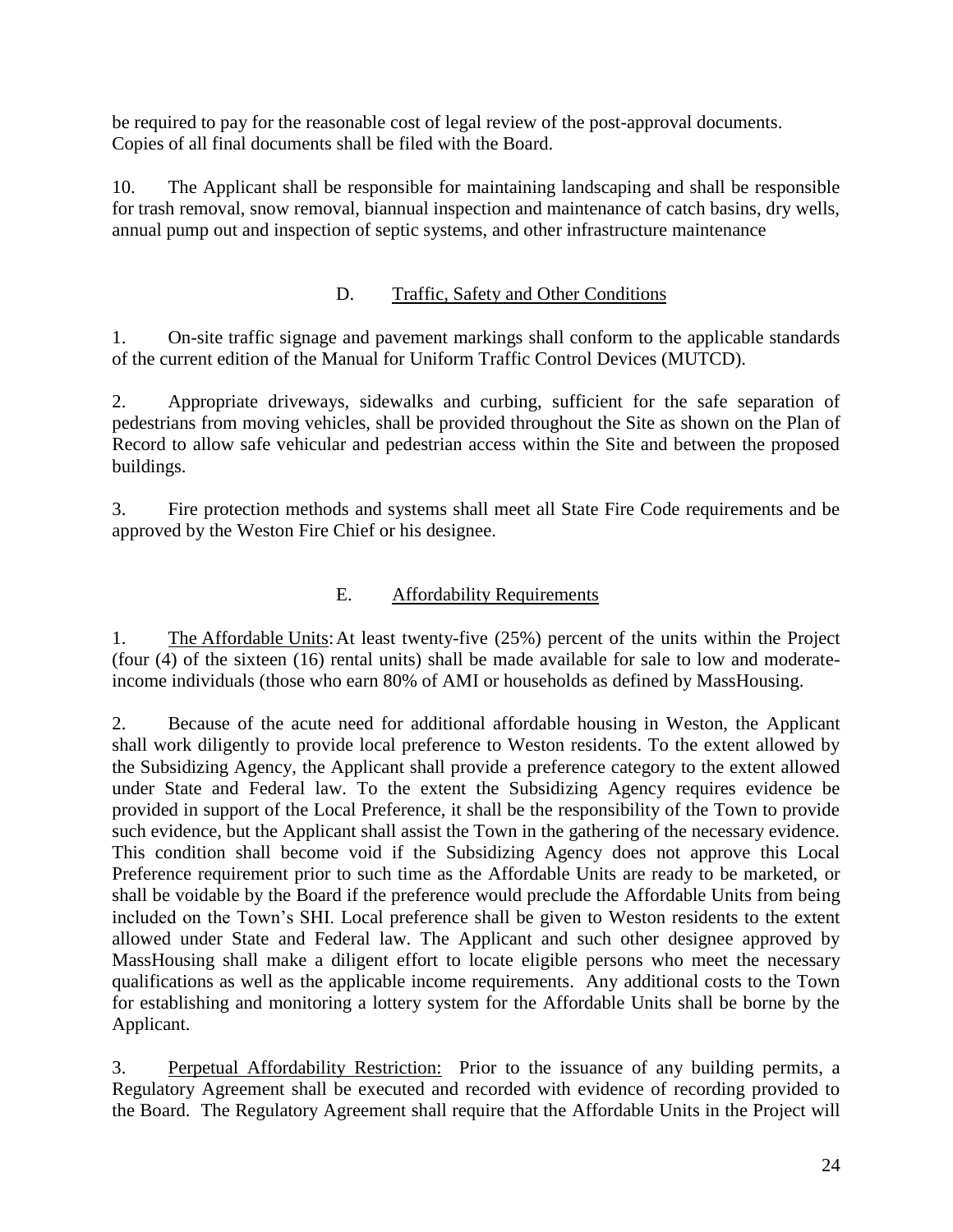be required to pay for the reasonable cost of legal review of the post-approval documents. Copies of all final documents shall be filed with the Board.

10. The Applicant shall be responsible for maintaining landscaping and shall be responsible for trash removal, snow removal, biannual inspection and maintenance of catch basins, dry wells, annual pump out and inspection of septic systems, and other infrastructure maintenance

### D. Traffic, Safety and Other Conditions

1. On-site traffic signage and pavement markings shall conform to the applicable standards of the current edition of the Manual for Uniform Traffic Control Devices (MUTCD).

2. Appropriate driveways, sidewalks and curbing, sufficient for the safe separation of pedestrians from moving vehicles, shall be provided throughout the Site as shown on the Plan of Record to allow safe vehicular and pedestrian access within the Site and between the proposed buildings.

3. Fire protection methods and systems shall meet all State Fire Code requirements and be approved by the Weston Fire Chief or his designee.

### E. Affordability Requirements

1. The Affordable Units: At least twenty-five (25%) percent of the units within the Project (four (4) of the sixteen (16) rental units) shall be made available for sale to low and moderate-income individuals (those who earn 80% of AMI or households as defined by MassHousing.

2. Because of the acute need for additional affordable housing in Weston, the Applicant shall work diligently to provide local preference to Weston residents. To the extent allowed by the Subsidizing Agency, the Applicant shall provide a preference category to the extent allowed under State and Federal law. To the extent the Subsidizing Agency requires evidence be provided in support of the Local Preference, it shall be the responsibility of the Town to provide such evidence, but the Applicant shall assist the Town in the gathering of the necessary evidence. This condition shall become void if the Subsidizing Agency does not approve this Local Preference requirement prior to such time as the Affordable Units are ready to be marketed, or shall be voidable by the Board if the preference would preclude the Affordable Units from being included on the Town's SHI. Local preference shall be given to Weston residents to the extent allowed under State and Federal law. The Applicant and such other designee approved by MassHousing shall make a diligent effort to locate eligible persons who meet the necessary qualifications as well as the applicable income requirements. Any additional costs to the Town for establishing and monitoring a lottery system for the Affordable Units shall be borne by the Applicant.

3. Perpetual Affordability Restriction: Prior to the issuance of any building permits, a Regulatory Agreement shall be executed and recorded with evidence of recording provided to the Board. The Regulatory Agreement shall require that the Affordable Units in the Project will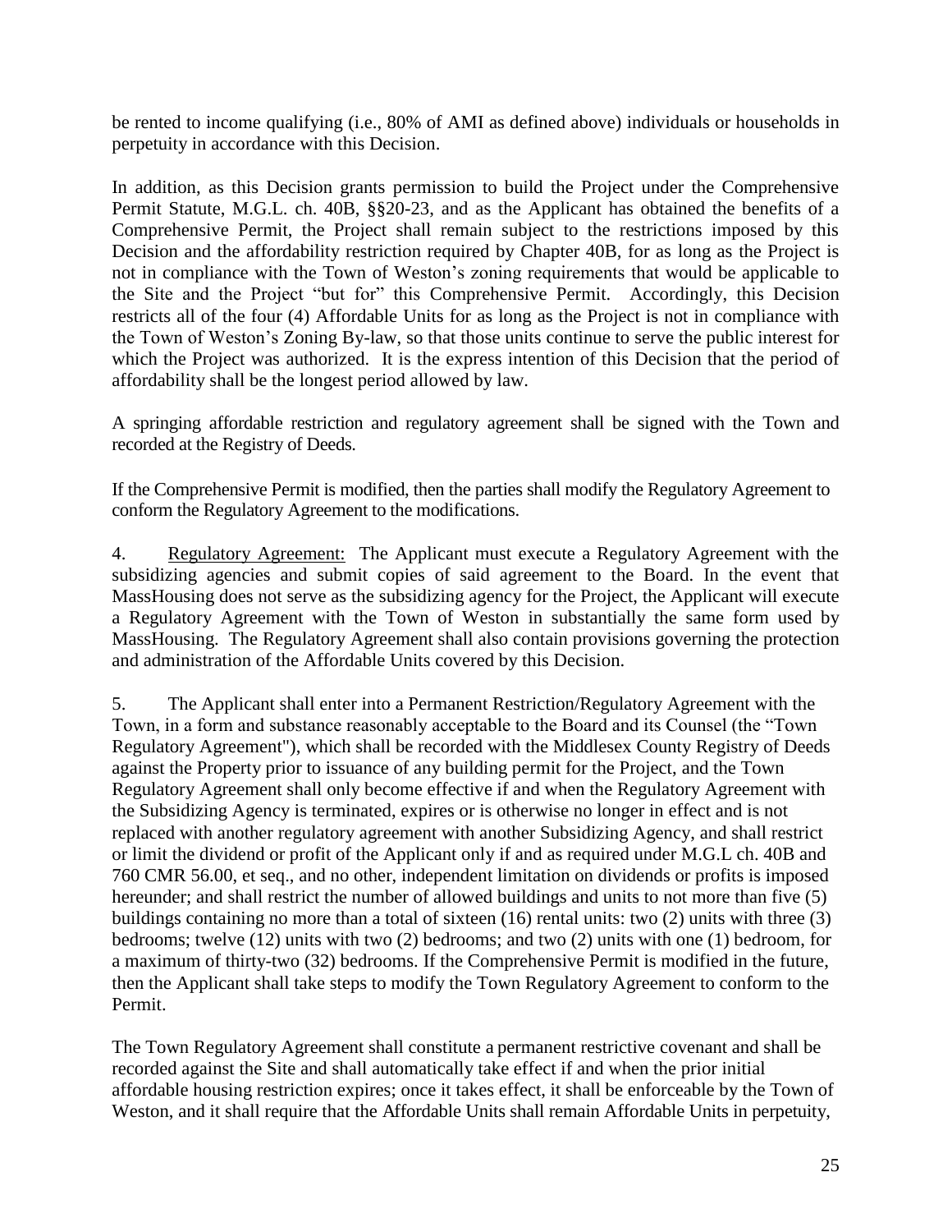be rented to income qualifying (i.e., 80% of AMI as defined above) individuals or households in perpetuity in accordance with this Decision.

In addition, as this Decision grants permission to build the Project under the Comprehensive Permit Statute, M.G.L. ch. 40B, §§20-23, and as the Applicant has obtained the benefits of a Comprehensive Permit, the Project shall remain subject to the restrictions imposed by this Decision and the affordability restriction required by Chapter 40B, for as long as the Project is not in compliance with the Town of Weston's zoning requirements that would be applicable to the Site and the Project "but for" this Comprehensive Permit. Accordingly, this Decision restricts all of the four (4) Affordable Units for as long as the Project is not in compliance with the Town of Weston's Zoning By-law, so that those units continue to serve the public interest for which the Project was authorized. It is the express intention of this Decision that the period of affordability shall be the longest period allowed by law.

A springing affordable restriction and regulatory agreement shall be signed with the Town and recorded at the Registry of Deeds.

If the Comprehensive Permit is modified, then the parties shall modify the Regulatory Agreement to conform the Regulatory Agreement to the modifications.

4. Regulatory Agreement: The Applicant must execute a Regulatory Agreement with the subsidizing agencies and submit copies of said agreement to the Board. In the event that MassHousing does not serve as the subsidizing agency for the Project, the Applicant will execute a Regulatory Agreement with the Town of Weston in substantially the same form used by MassHousing. The Regulatory Agreement shall also contain provisions governing the protection and administration of the Affordable Units covered by this Decision.

5. The Applicant shall enter into a Permanent Restriction/Regulatory Agreement with the Town, in a form and substance reasonably acceptable to the Board and its Counsel (the "Town Regulatory Agreement"), which shall be recorded with the Middlesex County Registry of Deeds against the Property prior to issuance of any building permit for the Project, and the Town Regulatory Agreement shall only become effective if and when the Regulatory Agreement with the Subsidizing Agency is terminated, expires or is otherwise no longer in effect and is not replaced with another regulatory agreement with another Subsidizing Agency, and shall restrict or limit the dividend or profit of the Applicant only if and as required under M.G.L ch. 40B and 760 CMR 56.00, et seq., and no other, independent limitation on dividends or profits is imposed hereunder; and shall restrict the number of allowed buildings and units to not more than five (5) buildings containing no more than a total of sixteen (16) rental units: two (2) units with three (3) bedrooms; twelve (12) units with two (2) bedrooms; and two (2) units with one (1) bedroom, for a maximum of thirty-two (32) bedrooms. If the Comprehensive Permit is modified in the future, then the Applicant shall take steps to modify the Town Regulatory Agreement to conform to the Permit.

The Town Regulatory Agreement shall constitute a permanent restrictive covenant and shall be recorded against the Site and shall automatically take effect if and when the prior initial affordable housing restriction expires; once it takes effect, it shall be enforceable by the Town of Weston, and it shall require that the Affordable Units shall remain Affordable Units in perpetuity,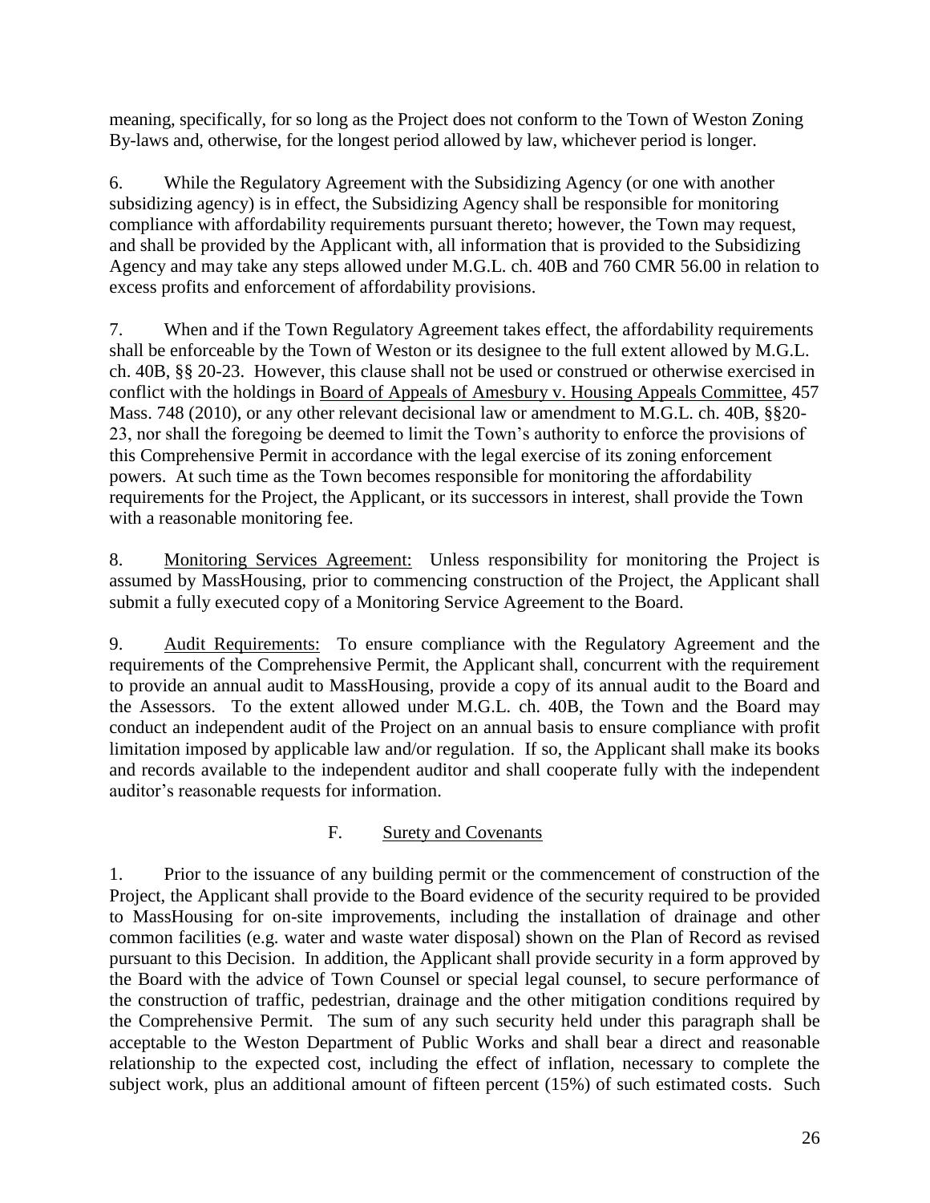meaning, specifically, for so long as the Project does not conform to the Town of Weston Zoning By-laws and, otherwise, for the longest period allowed by law, whichever period is longer.

6. While the Regulatory Agreement with the Subsidizing Agency (or one with another subsidizing agency) is in effect, the Subsidizing Agency shall be responsible for monitoring compliance with affordability requirements pursuant thereto; however, the Town may request, and shall be provided by the Applicant with, all information that is provided to the Subsidizing Agency and may take any steps allowed under M.G.L. ch. 40B and 760 CMR 56.00 in relation to excess profits and enforcement of affordability provisions.

7. When and if the Town Regulatory Agreement takes effect, the affordability requirements shall be enforceable by the Town of Weston or its designee to the full extent allowed by M.G.L. ch. 40B, §§ 20-23. However, this clause shall not be used or construed or otherwise exercised in conflict with the holdings in Board of Appeals of Amesbury v. Housing Appeals Committee, 457 Mass. 748 (2010), or any other relevant decisional law or amendment to M.G.L. ch. 40B, §§20-23, nor shall the foregoing be deemed to limit the Town's authority to enforce the provisions of this Comprehensive Permit in accordance with the legal exercise of its zoning enforcement powers. At such time as the Town becomes responsible for monitoring the affordability requirements for the Project, the Applicant, or its successors in interest, shall provide the Town with a reasonable monitoring fee.

8. Monitoring Services Agreement: Unless responsibility for monitoring the Project is assumed by MassHousing, prior to commencing construction of the Project, the Applicant shall submit a fully executed copy of a Monitoring Service Agreement to the Board.

9. Audit Requirements: To ensure compliance with the Regulatory Agreement and the requirements of the Comprehensive Permit, the Applicant shall, concurrent with the requirement to provide an annual audit to MassHousing, provide a copy of its annual audit to the Board and the Assessors. To the extent allowed under M.G.L. ch. 40B, the Town and the Board may conduct an independent audit of the Project on an annual basis to ensure compliance with profit limitation imposed by applicable law and/or regulation. If so, the Applicant shall make its books and records available to the independent auditor and shall cooperate fully with the independent auditor's reasonable requests for information.

F. Surety and Covenants

1. Prior to the issuance of any building permit or the commencement of construction of the Project, the Applicant shall provide to the Board evidence of the security required to be provided to MassHousing for on-site improvements, including the installation of drainage and other common facilities (e.g. water and waste water disposal) shown on the Plan of Record as revised pursuant to this Decision. In addition, the Applicant shall provide security in a form approved by the Board with the advice of Town Counsel or special legal counsel, to secure performance of the construction of traffic, pedestrian, drainage and the other mitigation conditions required by the Comprehensive Permit. The sum of any such security held under this paragraph shall be acceptable to the Weston Department of Public Works and shall bear a direct and reasonable relationship to the expected cost, including the effect of inflation, necessary to complete the subject work, plus an additional amount of fifteen percent (15%) of such estimated costs. Such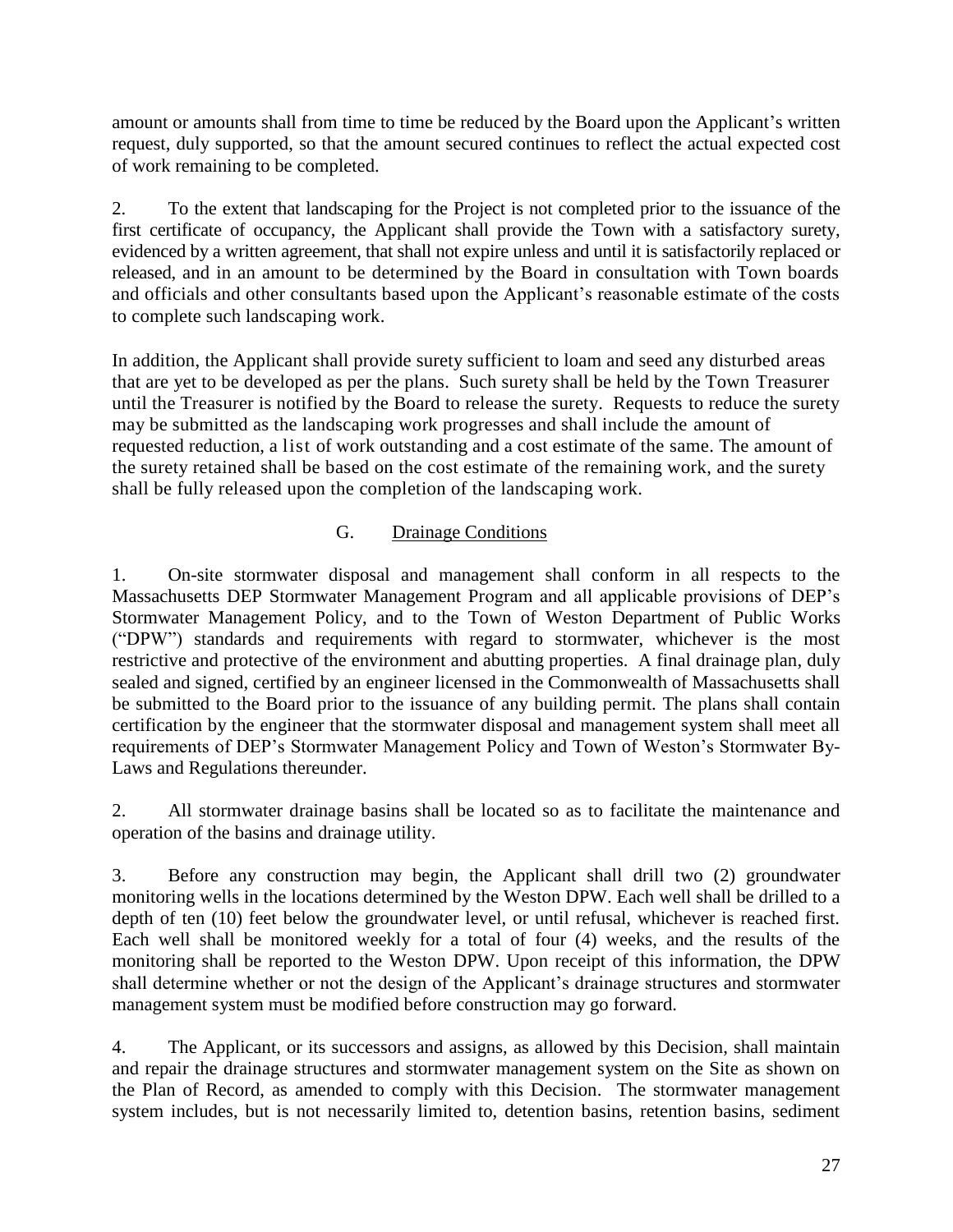amount or amounts shall from time to time be reduced by the Board upon the Applicant's written request, duly supported, so that the amount secured continues to reflect the actual expected cost of work remaining to be completed.

2. To the extent that landscaping for the Project is not completed prior to the issuance of the first certificate of occupancy, the Applicant shall provide the Town with a satisfactory surety, evidenced by a written agreement, that shall not expire unless and until it is satisfactorily replaced or released, and in an amount to be determined by the Board in consultation with Town boards and officials and other consultants based upon the Applicant's reasonable estimate of the costs to complete such landscaping work.

In addition, the Applicant shall provide surety sufficient to loam and seed any disturbed areas that are yet to be developed as per the plans. Such surety shall be held by the Town Treasurer until the Treasurer is notified by the Board to release the surety. Requests to reduce the surety may be submitted as the landscaping work progresses and shall include the amount of requested reduction, a list of work outstanding and a cost estimate of the same. The amount of the surety retained shall be based on the cost estimate of the remaining work, and the surety shall be fully released upon the completion of the landscaping work.

## G. Drainage Conditions

1. On-site stormwater disposal and management shall conform in all respects to the Massachusetts DEP Stormwater Management Program and all applicable provisions of DEP's Stormwater Management Policy, and to the Town of Weston Department of Public Works ("DPW") standards and requirements with regard to stormwater, whichever is the most restrictive and protective of the environment and abutting properties. A final drainage plan, duly sealed and signed, certified by an engineer licensed in the Commonwealth of Massachusetts shall be submitted to the Board prior to the issuance of any building permit. The plans shall contain certification by the engineer that the stormwater disposal and management system shall meet all requirements of DEP's Stormwater Management Policy and Town of Weston's Stormwater By-Laws and Regulations thereunder.

2. All stormwater drainage basins shall be located so as to facilitate the maintenance and operation of the basins and drainage utility.

3. Before any construction may begin, the Applicant shall drill two (2) groundwater monitoring wells in the locations determined by the Weston DPW. Each well shall be drilled to a depth of ten (10) feet below the groundwater level, or until refusal, whichever is reached first. Each well shall be monitored weekly for a total of four (4) weeks, and the results of the monitoring shall be reported to the Weston DPW. Upon receipt of this information, the DPW shall determine whether or not the design of the Applicant's drainage structures and stormwater management system must be modified before construction may go forward.

4. The Applicant, or its successors and assigns, as allowed by this Decision, shall maintain and repair the drainage structures and stormwater management system on the Site as shown on the Plan of Record, as amended to comply with this Decision. The stormwater management system includes, but is not necessarily limited to, detention basins, retention basins, sediment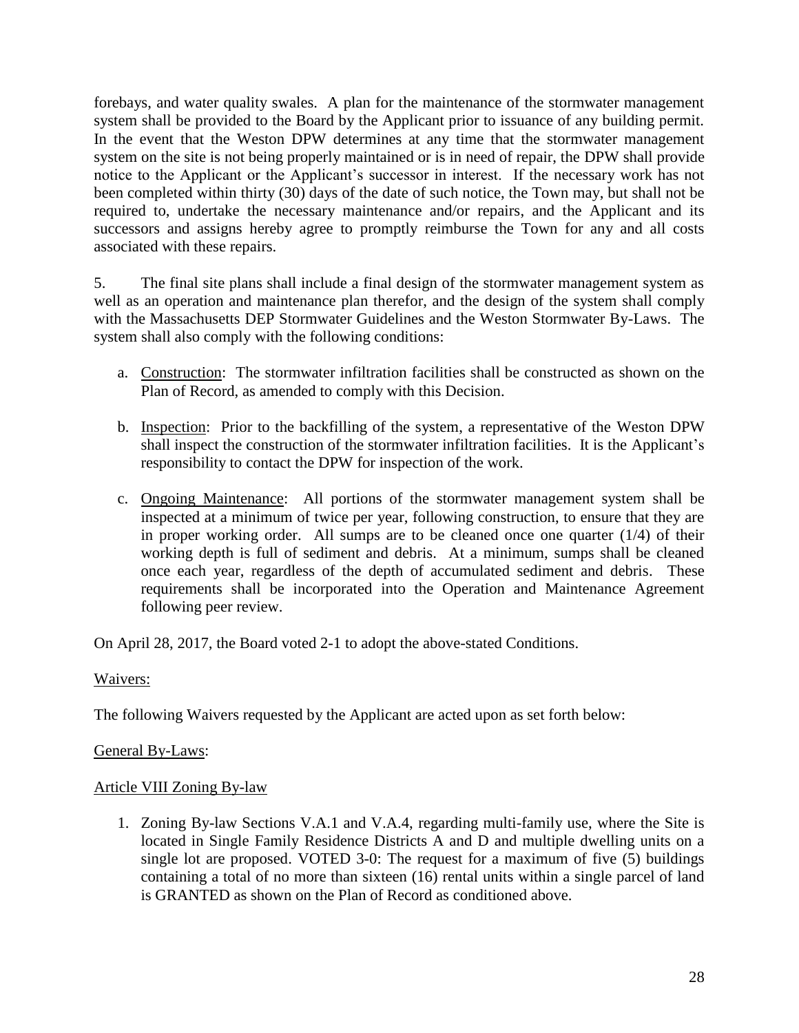forebays, and water quality swales. A plan for the maintenance of the stormwater management system shall be provided to the Board by the Applicant prior to issuance of any building permit. In the event that the Weston DPW determines at any time that the stormwater management system on the site is not being properly maintained or is in need of repair, the DPW shall provide notice to the Applicant or the Applicant's successor in interest. If the necessary work has not been completed within thirty (30) days of the date of such notice, the Town may, but shall not be required to, undertake the necessary maintenance and/or repairs, and the Applicant and its successors and assigns hereby agree to promptly reimburse the Town for any and all costs associated with these repairs.

5. The final site plans shall include a final design of the stormwater management system as well as an operation and maintenance plan therefor, and the design of the system shall comply with the Massachusetts DEP Stormwater Guidelines and the Weston Stormwater By-Laws. The system shall also comply with the following conditions:

   a. <u>Construction</u>: The stormwater infiltration facilities shall be constructed as shown on the Plan of Record, as amended to comply with this Decision.

   b. <u>Inspection</u>: Prior to the backfilling of the system, a representative of the Weston DPW shall inspect the construction of the stormwater infiltration facilities. It is the Applicant's responsibility to contact the DPW for inspection of the work.

   c. <u>Ongoing Maintenance</u>: All portions of the stormwater management system shall be inspected at a minimum of twice per year, following construction, to ensure that they are in proper working order. All sumps are to be cleaned once one quarter (1/4) of their working depth is full of sediment and debris. At a minimum, sumps shall be cleaned once each year, regardless of the depth of accumulated sediment and debris. These requirements shall be incorporated into the Operation and Maintenance Agreement following peer review.

On April 28, 2017, the Board voted 2-1 to adopt the above-stated Conditions.

<u>Waivers:</u>

The following Waivers requested by the Applicant are acted upon as set forth below:

<u>General By-Laws</u>:

<u>Article VIII Zoning By-law</u>

1. Zoning By-law Sections V.A.1 and V.A.4, regarding multi-family use, where the Site is located in Single Family Residence Districts A and D and multiple dwelling units on a single lot are proposed. VOTED 3-0: The request for a maximum of five (5) buildings containing a total of no more than sixteen (16) rental units within a single parcel of land is GRANTED as shown on the Plan of Record as conditioned above.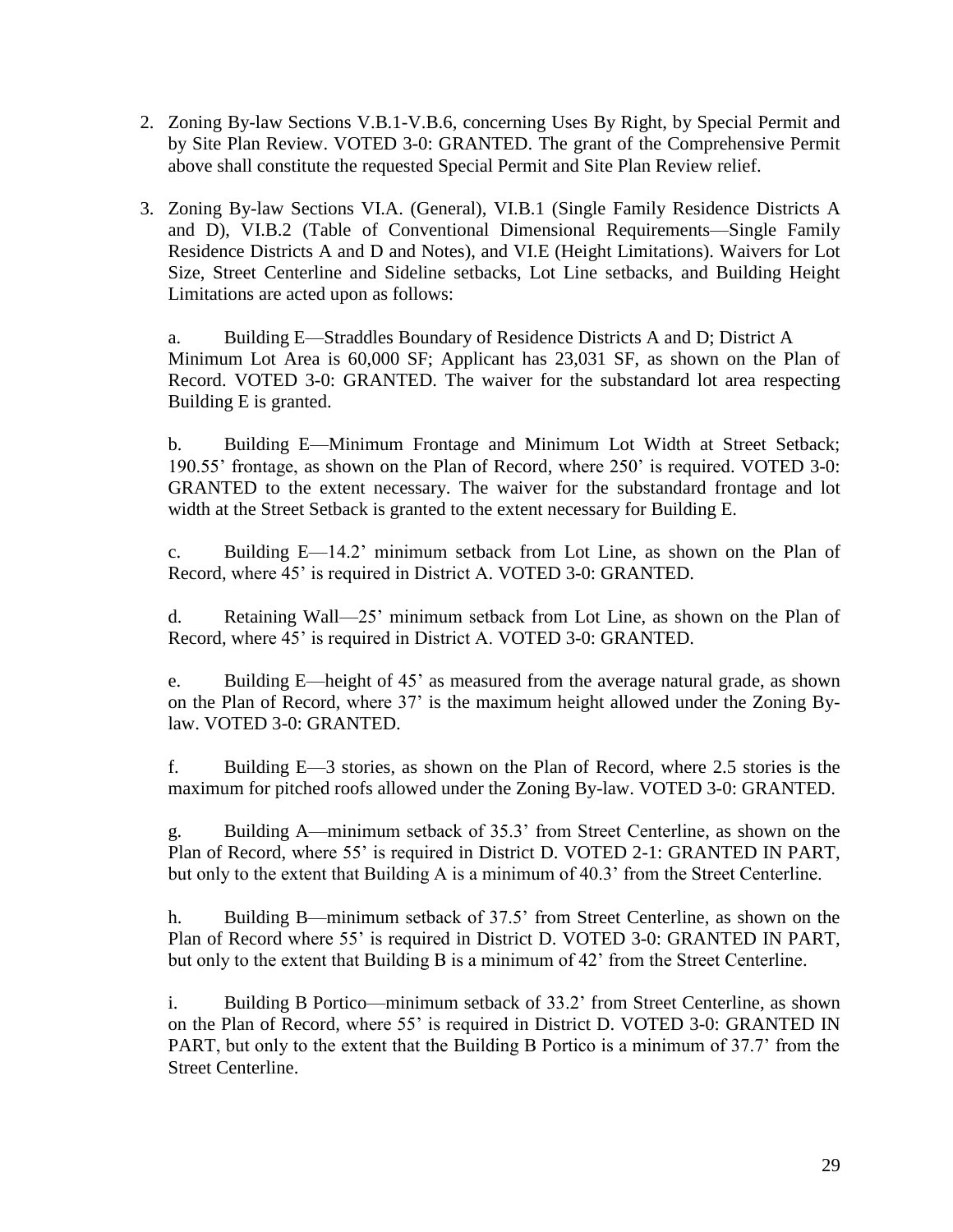2. Zoning By-law Sections V.B.1-V.B.6, concerning Uses By Right, by Special Permit and by Site Plan Review. VOTED 3-0: GRANTED. The grant of the Comprehensive Permit above shall constitute the requested Special Permit and Site Plan Review relief.

3. Zoning By-law Sections VI.A. (General), VI.B.1 (Single Family Residence Districts A and D), VI.B.2 (Table of Conventional Dimensional Requirements—Single Family Residence Districts A and D and Notes), and VI.E (Height Limitations). Waivers for Lot Size, Street Centerline and Sideline setbacks, Lot Line setbacks, and Building Height Limitations are acted upon as follows:

   a. Building E—Straddles Boundary of Residence Districts A and D; District A Minimum Lot Area is 60,000 SF; Applicant has 23,031 SF, as shown on the Plan of Record. VOTED 3-0: GRANTED. The waiver for the substandard lot area respecting Building E is granted.

   b. Building E—Minimum Frontage and Minimum Lot Width at Street Setback; 190.55' frontage, as shown on the Plan of Record, where 250' is required. VOTED 3-0: GRANTED to the extent necessary. The waiver for the substandard frontage and lot width at the Street Setback is granted to the extent necessary for Building E.

   c. Building E—14.2' minimum setback from Lot Line, as shown on the Plan of Record, where 45' is required in District A. VOTED 3-0: GRANTED.

   d. Retaining Wall—25' minimum setback from Lot Line, as shown on the Plan of Record, where 45' is required in District A. VOTED 3-0: GRANTED.

   e. Building E—height of 45' as measured from the average natural grade, as shown on the Plan of Record, where 37' is the maximum height allowed under the Zoning By-law. VOTED 3-0: GRANTED.

   f. Building E—3 stories, as shown on the Plan of Record, where 2.5 stories is the maximum for pitched roofs allowed under the Zoning By-law. VOTED 3-0: GRANTED.

   g. Building A—minimum setback of 35.3' from Street Centerline, as shown on the Plan of Record, where 55' is required in District D. VOTED 2-1: GRANTED IN PART, but only to the extent that Building A is a minimum of 40.3' from the Street Centerline.

   h. Building B—minimum setback of 37.5' from Street Centerline, as shown on the Plan of Record where 55' is required in District D. VOTED 3-0: GRANTED IN PART, but only to the extent that Building B is a minimum of 42' from the Street Centerline.

   i. Building B Portico—minimum setback of 33.2' from Street Centerline, as shown on the Plan of Record, where 55' is required in District D. VOTED 3-0: GRANTED IN PART, but only to the extent that the Building B Portico is a minimum of 37.7' from the Street Centerline.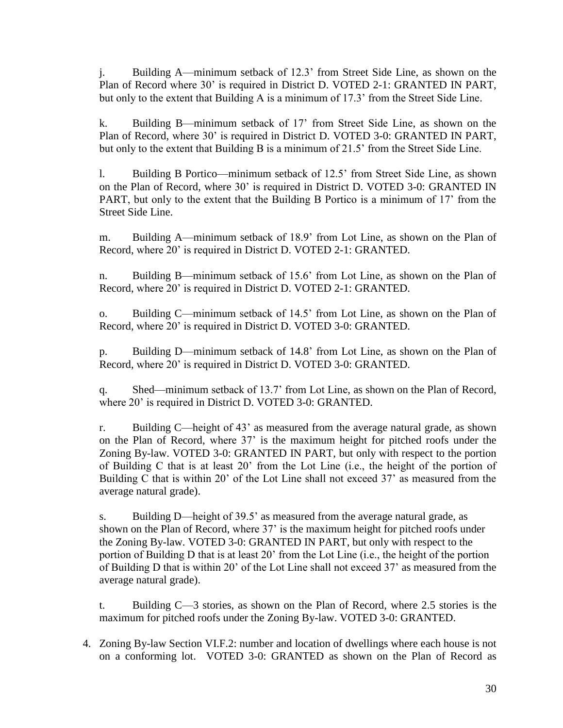j. Building A—minimum setback of 12.3' from Street Side Line, as shown on the Plan of Record where 30' is required in District D. VOTED 2-1: GRANTED IN PART, but only to the extent that Building A is a minimum of 17.3' from the Street Side Line.

k. Building B—minimum setback of 17' from Street Side Line, as shown on the Plan of Record, where 30' is required in District D. VOTED 3-0: GRANTED IN PART, but only to the extent that Building B is a minimum of 21.5' from the Street Side Line.

l. Building B Portico—minimum setback of 12.5' from Street Side Line, as shown on the Plan of Record, where 30' is required in District D. VOTED 3-0: GRANTED IN PART, but only to the extent that the Building B Portico is a minimum of 17' from the Street Side Line.

m. Building A—minimum setback of 18.9' from Lot Line, as shown on the Plan of Record, where 20' is required in District D. VOTED 2-1: GRANTED.

n. Building B—minimum setback of 15.6' from Lot Line, as shown on the Plan of Record, where 20' is required in District D. VOTED 2-1: GRANTED.

o. Building C—minimum setback of 14.5' from Lot Line, as shown on the Plan of Record, where 20' is required in District D. VOTED 3-0: GRANTED.

p. Building D—minimum setback of 14.8' from Lot Line, as shown on the Plan of Record, where 20' is required in District D. VOTED 3-0: GRANTED.

q. Shed—minimum setback of 13.7' from Lot Line, as shown on the Plan of Record, where 20' is required in District D. VOTED 3-0: GRANTED.

r. Building C—height of 43' as measured from the average natural grade, as shown on the Plan of Record, where 37' is the maximum height for pitched roofs under the Zoning By-law. VOTED 3-0: GRANTED IN PART, but only with respect to the portion of Building C that is at least 20' from the Lot Line (i.e., the height of the portion of Building C that is within 20' of the Lot Line shall not exceed 37' as measured from the average natural grade).

s. Building D—height of 39.5' as measured from the average natural grade, as shown on the Plan of Record, where 37' is the maximum height for pitched roofs under the Zoning By-law. VOTED 3-0: GRANTED IN PART, but only with respect to the portion of Building D that is at least 20' from the Lot Line (i.e., the height of the portion of Building D that is within 20' of the Lot Line shall not exceed 37' as measured from the average natural grade).

t. Building C—3 stories, as shown on the Plan of Record, where 2.5 stories is the maximum for pitched roofs under the Zoning By-law. VOTED 3-0: GRANTED.

4. Zoning By-law Section VI.F.2: number and location of dwellings where each house is not on a conforming lot. VOTED 3-0: GRANTED as shown on the Plan of Record as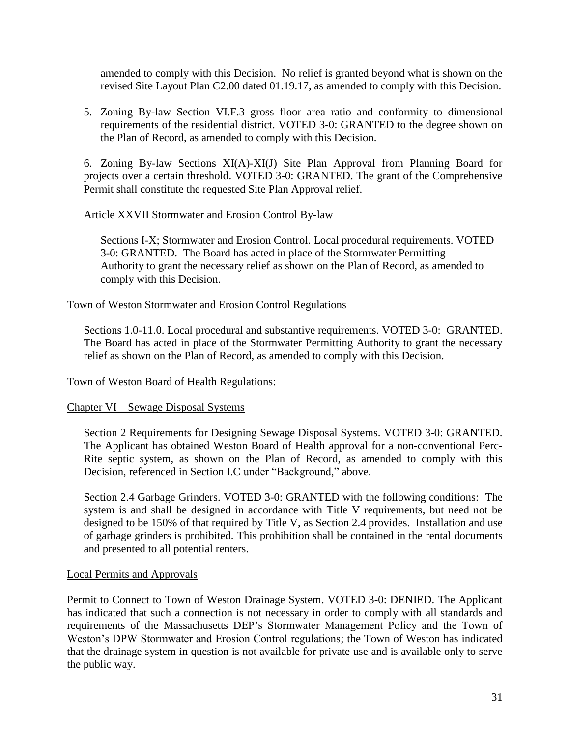amended to comply with this Decision. No relief is granted beyond what is shown on the revised Site Layout Plan C2.00 dated 01.19.17, as amended to comply with this Decision.

5. Zoning By-law Section VI.F.3 gross floor area ratio and conformity to dimensional requirements of the residential district. VOTED 3-0: GRANTED to the degree shown on the Plan of Record, as amended to comply with this Decision.

6. Zoning By-law Sections XI(A)-XI(J) Site Plan Approval from Planning Board for projects over a certain threshold. VOTED 3-0: GRANTED. The grant of the Comprehensive Permit shall constitute the requested Site Plan Approval relief.

<u>Article XXVII Stormwater and Erosion Control By-law</u>

Sections I-X; Stormwater and Erosion Control. Local procedural requirements. VOTED 3-0: GRANTED. The Board has acted in place of the Stormwater Permitting Authority to grant the necessary relief as shown on the Plan of Record, as amended to comply with this Decision.

<u>Town of Weston Stormwater and Erosion Control Regulations</u>

Sections 1.0-11.0. Local procedural and substantive requirements. VOTED 3-0: GRANTED. The Board has acted in place of the Stormwater Permitting Authority to grant the necessary relief as shown on the Plan of Record, as amended to comply with this Decision.

<u>Town of Weston Board of Health Regulations</u>:

<u>Chapter VI – Sewage Disposal Systems</u>

Section 2 Requirements for Designing Sewage Disposal Systems. VOTED 3-0: GRANTED. The Applicant has obtained Weston Board of Health approval for a non-conventional Perc-Rite septic system, as shown on the Plan of Record, as amended to comply with this Decision, referenced in Section I.C under "Background," above.

Section 2.4 Garbage Grinders. VOTED 3-0: GRANTED with the following conditions: The system is and shall be designed in accordance with Title V requirements, but need not be designed to be 150% of that required by Title V, as Section 2.4 provides. Installation and use of garbage grinders is prohibited. This prohibition shall be contained in the rental documents and presented to all potential renters.

<u>Local Permits and Approvals</u>

Permit to Connect to Town of Weston Drainage System. VOTED 3-0: DENIED. The Applicant has indicated that such a connection is not necessary in order to comply with all standards and requirements of the Massachusetts DEP's Stormwater Management Policy and the Town of Weston's DPW Stormwater and Erosion Control regulations; the Town of Weston has indicated that the drainage system in question is not available for private use and is available only to serve the public way.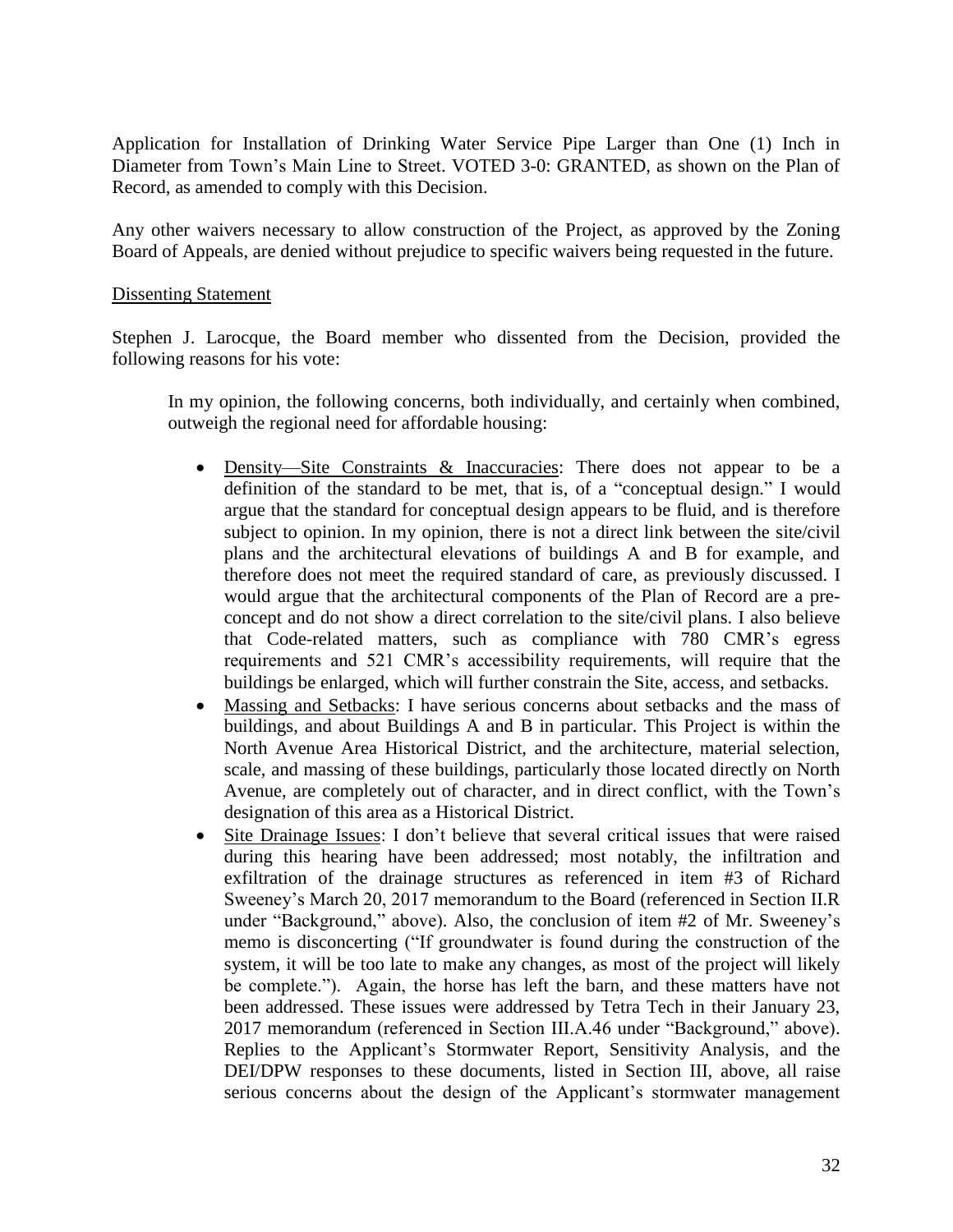Application for Installation of Drinking Water Service Pipe Larger than One (1) Inch in Diameter from Town's Main Line to Street. VOTED 3-0: GRANTED, as shown on the Plan of Record, as amended to comply with this Decision.

Any other waivers necessary to allow construction of the Project, as approved by the Zoning Board of Appeals, are denied without prejudice to specific waivers being requested in the future.

Dissenting Statement

Stephen J. Larocque, the Board member who dissented from the Decision, provided the following reasons for his vote:

> In my opinion, the following concerns, both individually, and certainly when combined, outweigh the regional need for affordable housing:
>
> - Density—Site Constraints & Inaccuracies: There does not appear to be a definition of the standard to be met, that is, of a "conceptual design." I would argue that the standard for conceptual design appears to be fluid, and is therefore subject to opinion. In my opinion, there is not a direct link between the site/civil plans and the architectural elevations of buildings A and B for example, and therefore does not meet the required standard of care, as previously discussed. I would argue that the architectural components of the Plan of Record are a pre-concept and do not show a direct correlation to the site/civil plans. I also believe that Code-related matters, such as compliance with 780 CMR's egress requirements and 521 CMR's accessibility requirements, will require that the buildings be enlarged, which will further constrain the Site, access, and setbacks.
> - Massing and Setbacks: I have serious concerns about setbacks and the mass of buildings, and about Buildings A and B in particular. This Project is within the North Avenue Area Historical District, and the architecture, material selection, scale, and massing of these buildings, particularly those located directly on North Avenue, are completely out of character, and in direct conflict, with the Town's designation of this area as a Historical District.
> - Site Drainage Issues: I don't believe that several critical issues that were raised during this hearing have been addressed; most notably, the infiltration and exfiltration of the drainage structures as referenced in item #3 of Richard Sweeney's March 20, 2017 memorandum to the Board (referenced in Section II.R under "Background," above). Also, the conclusion of item #2 of Mr. Sweeney's memo is disconcerting ("If groundwater is found during the construction of the system, it will be too late to make any changes, as most of the project will likely be complete."). Again, the horse has left the barn, and these matters have not been addressed. These issues were addressed by Tetra Tech in their January 23, 2017 memorandum (referenced in Section III.A.46 under "Background," above). Replies to the Applicant's Stormwater Report, Sensitivity Analysis, and the DEI/DPW responses to these documents, listed in Section III, above, all raise serious concerns about the design of the Applicant's stormwater management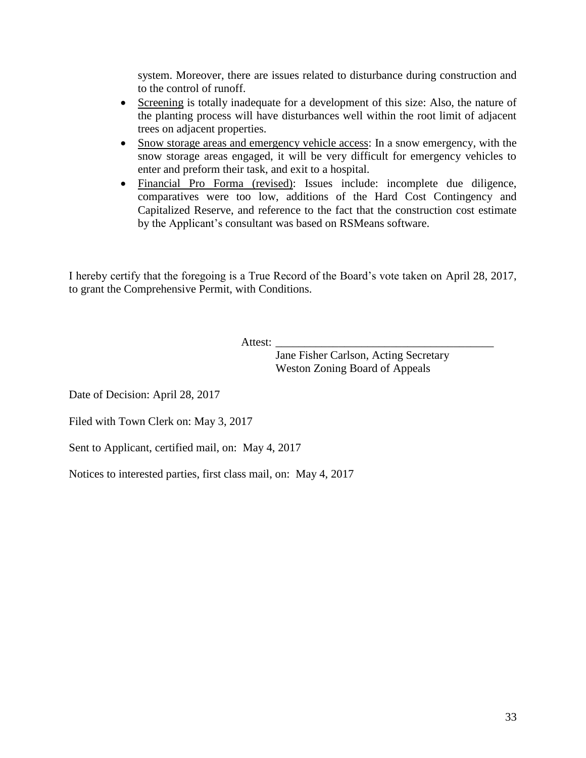system. Moreover, there are issues related to disturbance during construction and to the control of runoff.

- Screening is totally inadequate for a development of this size: Also, the nature of the planting process will have disturbances well within the root limit of adjacent trees on adjacent properties.
- Snow storage areas and emergency vehicle access: In a snow emergency, with the snow storage areas engaged, it will be very difficult for emergency vehicles to enter and preform their task, and exit to a hospital.
- Financial Pro Forma (revised): Issues include: incomplete due diligence, comparatives were too low, additions of the Hard Cost Contingency and Capitalized Reserve, and reference to the fact that the construction cost estimate by the Applicant's consultant was based on RSMeans software.

I hereby certify that the foregoing is a True Record of the Board's vote taken on April 28, 2017, to grant the Comprehensive Permit, with Conditions.

Attest: ______________________________________
Jane Fisher Carlson, Acting Secretary
Weston Zoning Board of Appeals

Date of Decision: April 28, 2017

Filed with Town Clerk on: May 3, 2017

Sent to Applicant, certified mail, on: May 4, 2017

Notices to interested parties, first class mail, on: May 4, 2017